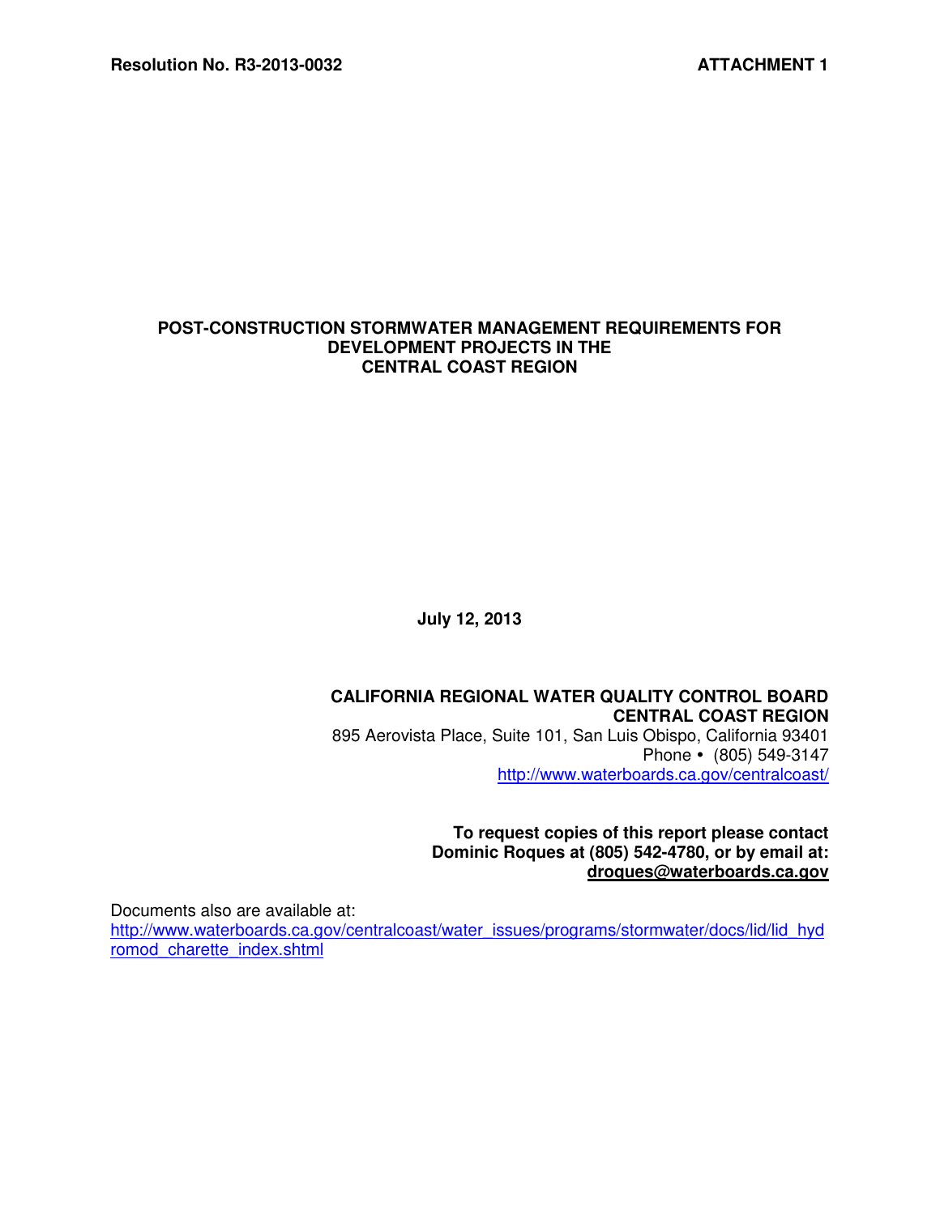**Resolution No. R3-2013-0032** **ATTACHMENT 1**

# POST-CONSTRUCTION STORMWATER MANAGEMENT REQUIREMENTS FOR DEVELOPMENT PROJECTS IN THE CENTRAL COAST REGION

**July 12, 2013**

**CALIFORNIA REGIONAL WATER QUALITY CONTROL BOARD**
**CENTRAL COAST REGION**
895 Aerovista Place, Suite 101, San Luis Obispo, California 93401
Phone • (805) 549-3147
http://www.waterboards.ca.gov/centralcoast/

**To request copies of this report please contact Dominic Roques at (805) 542-4780, or by email at: droques@waterboards.ca.gov**

Documents also are available at:
http://www.waterboards.ca.gov/centralcoast/water_issues/programs/stormwater/docs/lid/lid_hydromod_charette_index.shtml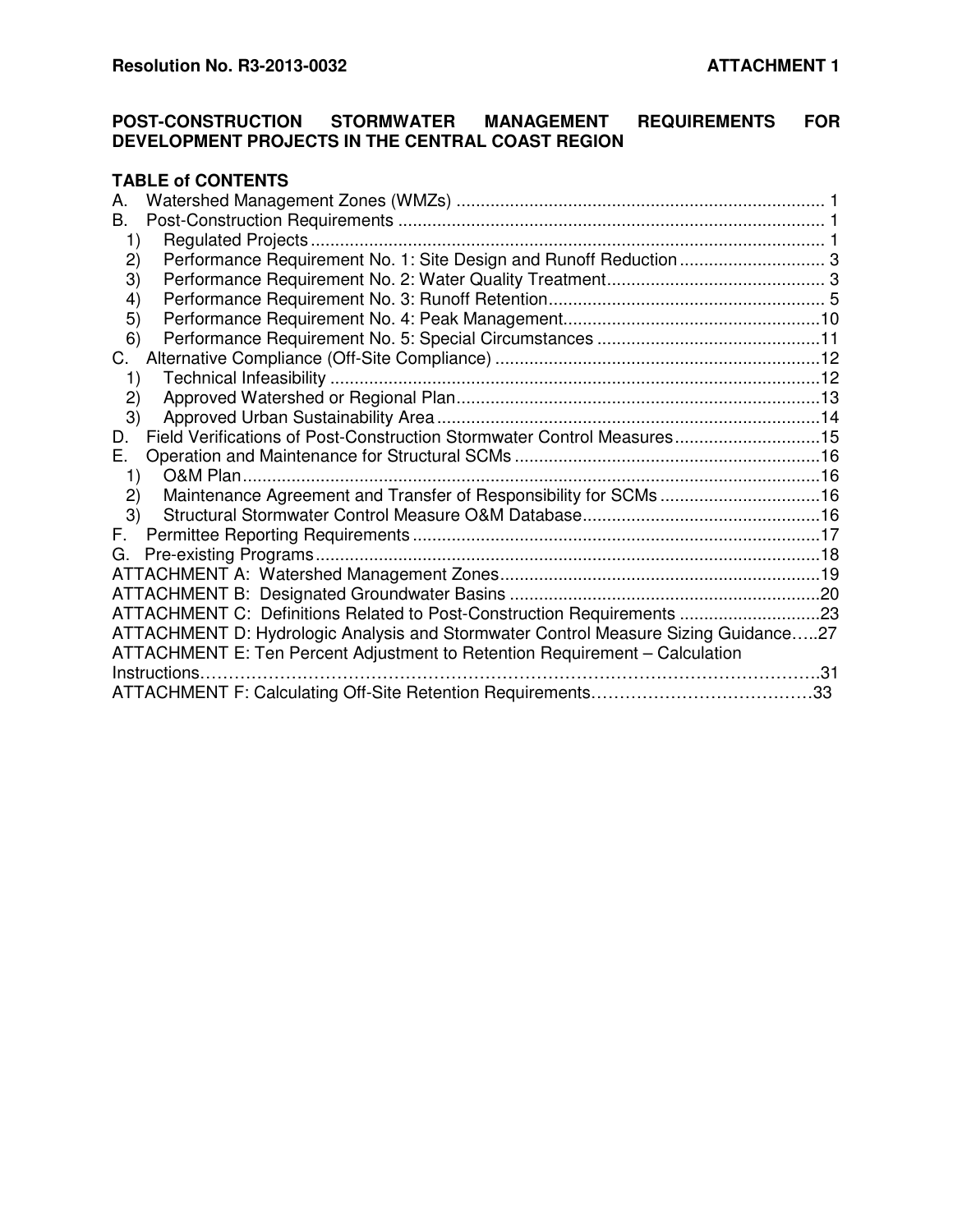**POST-CONSTRUCTION STORMWATER MANAGEMENT REQUIREMENTS FOR DEVELOPMENT PROJECTS IN THE CENTRAL COAST REGION**

**TABLE of CONTENTS**

A. Watershed Management Zones (WMZs) ........................................................................... 1
B. Post-Construction Requirements ....................................................................................... 1
   1) Regulated Projects ......................................................................................................... 1
   2) Performance Requirement No. 1: Site Design and Runoff Reduction .............................. 3
   3) Performance Requirement No. 2: Water Quality Treatment ............................................. 3
   4) Performance Requirement No. 3: Runoff Retention ......................................................... 5
   5) Performance Requirement No. 4: Peak Management .....................................................10
   6) Performance Requirement No. 5: Special Circumstances ..............................................11
C. Alternative Compliance (Off-Site Compliance) ..................................................................12
   1) Technical Infeasibility .....................................................................................................12
   2) Approved Watershed or Regional Plan ...........................................................................13
   3) Approved Urban Sustainability Area ...............................................................................14
D. Field Verifications of Post-Construction Stormwater Control Measures ..............................15
E. Operation and Maintenance for Structural SCMs ...............................................................16
   1) O&M Plan .......................................................................................................................16
   2) Maintenance Agreement and Transfer of Responsibility for SCMs .................................16
   3) Structural Stormwater Control Measure O&M Database .................................................16
F. Permittee Reporting Requirements ....................................................................................17
G. Pre-existing Programs ........................................................................................................18
ATTACHMENT A: Watershed Management Zones ..................................................................19
ATTACHMENT B: Designated Groundwater Basins ................................................................20
ATTACHMENT C: Definitions Related to Post-Construction Requirements .............................23
ATTACHMENT D: Hydrologic Analysis and Stormwater Control Measure Sizing Guidance…..27
ATTACHMENT E: Ten Percent Adjustment to Retention Requirement – Calculation Instructions………………………………………………………………………………………………….31
ATTACHMENT F: Calculating Off-Site Retention Requirements…………………………………33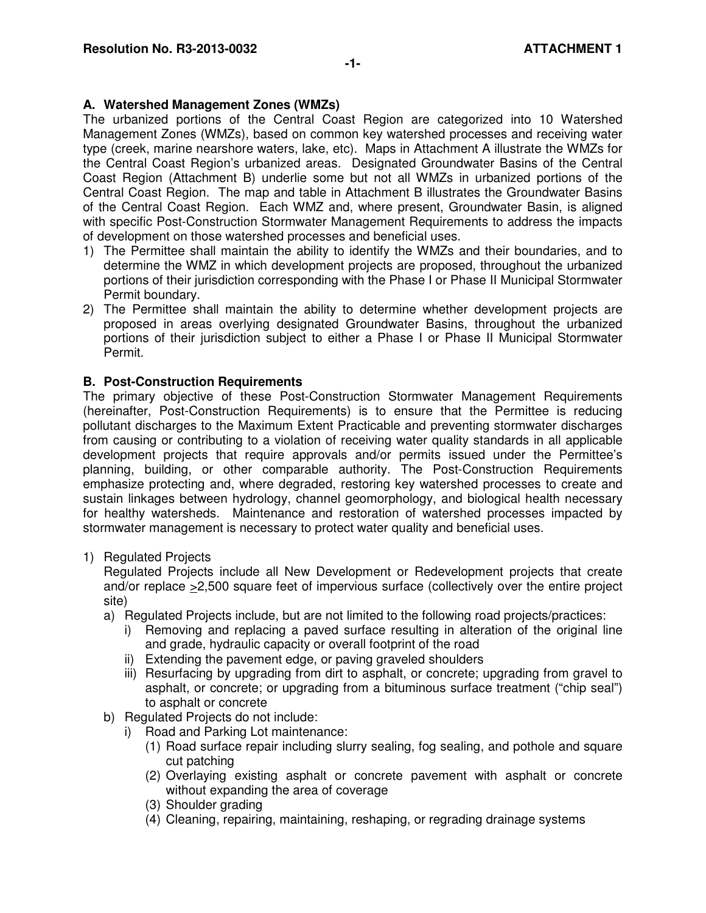**A. Watershed Management Zones (WMZs)**

The urbanized portions of the Central Coast Region are categorized into 10 Watershed Management Zones (WMZs), based on common key watershed processes and receiving water type (creek, marine nearshore waters, lake, etc). Maps in Attachment A illustrate the WMZs for the Central Coast Region's urbanized areas. Designated Groundwater Basins of the Central Coast Region (Attachment B) underlie some but not all WMZs in urbanized portions of the Central Coast Region. The map and table in Attachment B illustrates the Groundwater Basins of the Central Coast Region. Each WMZ and, where present, Groundwater Basin, is aligned with specific Post-Construction Stormwater Management Requirements to address the impacts of development on those watershed processes and beneficial uses.

1) The Permittee shall maintain the ability to identify the WMZs and their boundaries, and to determine the WMZ in which development projects are proposed, throughout the urbanized portions of their jurisdiction corresponding with the Phase I or Phase II Municipal Stormwater Permit boundary.
2) The Permittee shall maintain the ability to determine whether development projects are proposed in areas overlying designated Groundwater Basins, throughout the urbanized portions of their jurisdiction subject to either a Phase I or Phase II Municipal Stormwater Permit.

**B. Post-Construction Requirements**

The primary objective of these Post-Construction Stormwater Management Requirements (hereinafter, Post-Construction Requirements) is to ensure that the Permittee is reducing pollutant discharges to the Maximum Extent Practicable and preventing stormwater discharges from causing or contributing to a violation of receiving water quality standards in all applicable development projects that require approvals and/or permits issued under the Permittee's planning, building, or other comparable authority. The Post-Construction Requirements emphasize protecting and, where degraded, restoring key watershed processes to create and sustain linkages between hydrology, channel geomorphology, and biological health necessary for healthy watersheds. Maintenance and restoration of watershed processes impacted by stormwater management is necessary to protect water quality and beneficial uses.

1) Regulated Projects

   Regulated Projects include all New Development or Redevelopment projects that create and/or replace ≥2,500 square feet of impervious surface (collectively over the entire project site)

   a) Regulated Projects include, but are not limited to the following road projects/practices:
      i) Removing and replacing a paved surface resulting in alteration of the original line and grade, hydraulic capacity or overall footprint of the road
      ii) Extending the pavement edge, or paving graveled shoulders
      iii) Resurfacing by upgrading from dirt to asphalt, or concrete; upgrading from gravel to asphalt, or concrete; or upgrading from a bituminous surface treatment ("chip seal") to asphalt or concrete
   b) Regulated Projects do not include:
      i) Road and Parking Lot maintenance:
         (1) Road surface repair including slurry sealing, fog sealing, and pothole and square cut patching
         (2) Overlaying existing asphalt or concrete pavement with asphalt or concrete without expanding the area of coverage
         (3) Shoulder grading
         (4) Cleaning, repairing, maintaining, reshaping, or regrading drainage systems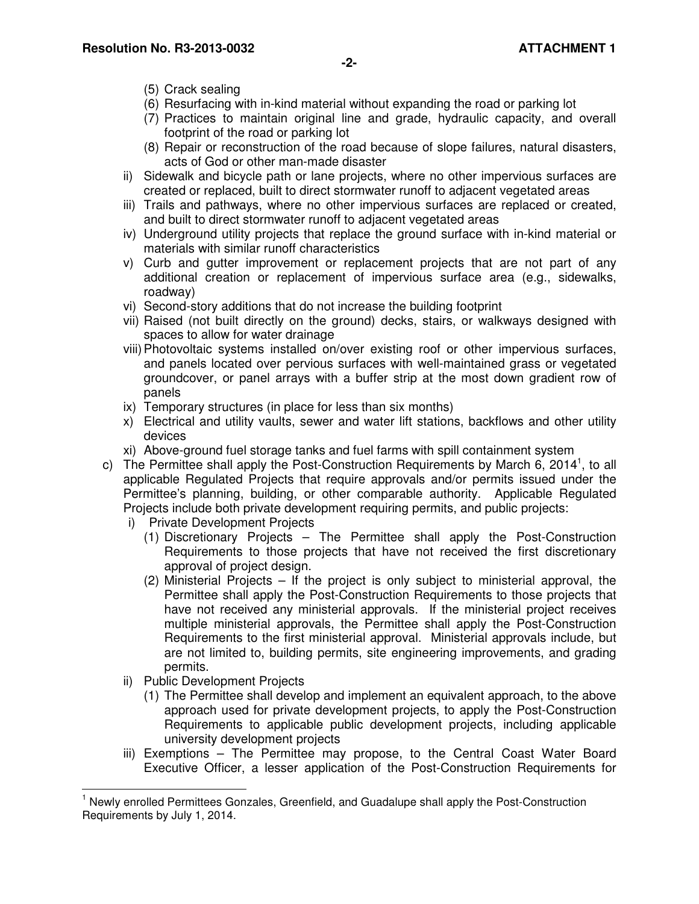(5) Crack sealing
(6) Resurfacing with in-kind material without expanding the road or parking lot
(7) Practices to maintain original line and grade, hydraulic capacity, and overall footprint of the road or parking lot
(8) Repair or reconstruction of the road because of slope failures, natural disasters, acts of God or other man-made disaster

ii) Sidewalk and bicycle path or lane projects, where no other impervious surfaces are created or replaced, built to direct stormwater runoff to adjacent vegetated areas
iii) Trails and pathways, where no other impervious surfaces are replaced or created, and built to direct stormwater runoff to adjacent vegetated areas
iv) Underground utility projects that replace the ground surface with in-kind material or materials with similar runoff characteristics
v) Curb and gutter improvement or replacement projects that are not part of any additional creation or replacement of impervious surface area (e.g., sidewalks, roadway)
vi) Second-story additions that do not increase the building footprint
vii) Raised (not built directly on the ground) decks, stairs, or walkways designed with spaces to allow for water drainage
viii) Photovoltaic systems installed on/over existing roof or other impervious surfaces, and panels located over pervious surfaces with well-maintained grass or vegetated groundcover, or panel arrays with a buffer strip at the most down gradient row of panels
ix) Temporary structures (in place for less than six months)
x) Electrical and utility vaults, sewer and water lift stations, backflows and other utility devices
xi) Above-ground fuel storage tanks and fuel farms with spill containment system

c) The Permittee shall apply the Post-Construction Requirements by March 6, 2014[1], to all applicable Regulated Projects that require approvals and/or permits issued under the Permittee's planning, building, or other comparable authority. Applicable Regulated Projects include both private development requiring permits, and public projects:

i) Private Development Projects
(1) Discretionary Projects – The Permittee shall apply the Post-Construction Requirements to those projects that have not received the first discretionary approval of project design.
(2) Ministerial Projects – If the project is only subject to ministerial approval, the Permittee shall apply the Post-Construction Requirements to those projects that have not received any ministerial approvals. If the ministerial project receives multiple ministerial approvals, the Permittee shall apply the Post-Construction Requirements to the first ministerial approval. Ministerial approvals include, but are not limited to, building permits, site engineering improvements, and grading permits.

ii) Public Development Projects
(1) The Permittee shall develop and implement an equivalent approach, to the above approach used for private development projects, to apply the Post-Construction Requirements to applicable public development projects, including applicable university development projects

iii) Exemptions – The Permittee may propose, to the Central Coast Water Board Executive Officer, a lesser application of the Post-Construction Requirements for

---

[1] Newly enrolled Permittees Gonzales, Greenfield, and Guadalupe shall apply the Post-Construction Requirements by July 1, 2014.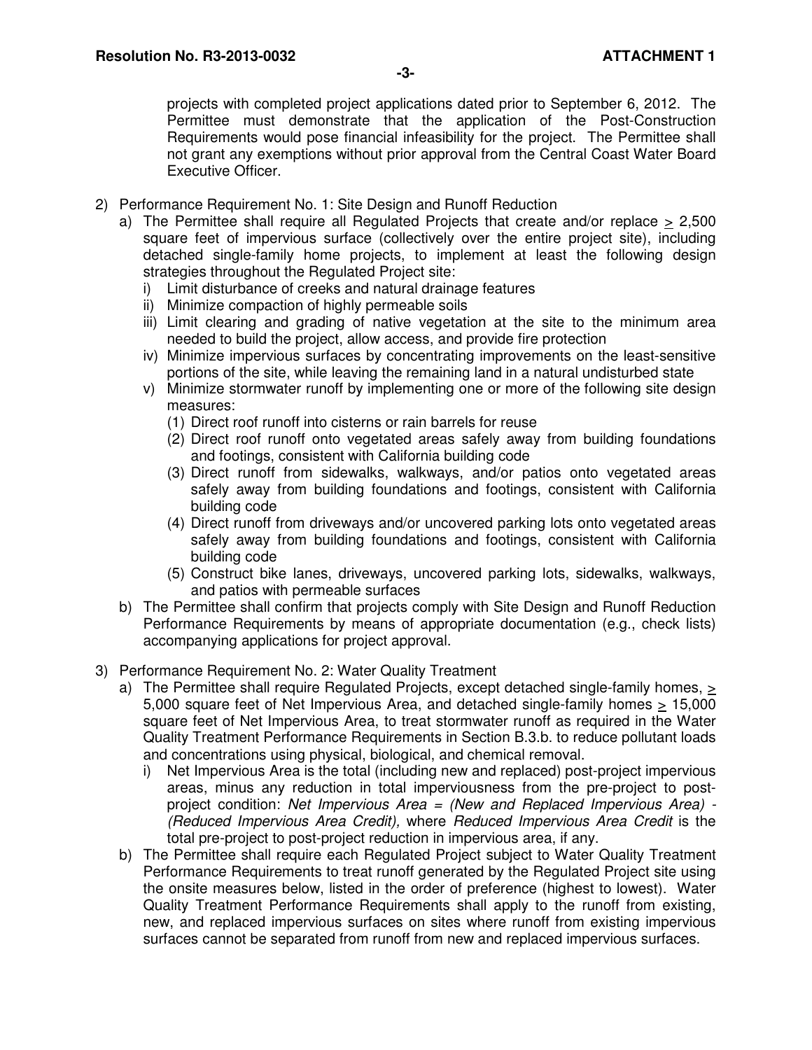projects with completed project applications dated prior to September 6, 2012. The Permittee must demonstrate that the application of the Post-Construction Requirements would pose financial infeasibility for the project. The Permittee shall not grant any exemptions without prior approval from the Central Coast Water Board Executive Officer.

2) Performance Requirement No. 1: Site Design and Runoff Reduction
   a) The Permittee shall require all Regulated Projects that create and/or replace ≥ 2,500 square feet of impervious surface (collectively over the entire project site), including detached single-family home projects, to implement at least the following design strategies throughout the Regulated Project site:
      i) Limit disturbance of creeks and natural drainage features
      ii) Minimize compaction of highly permeable soils
      iii) Limit clearing and grading of native vegetation at the site to the minimum area needed to build the project, allow access, and provide fire protection
      iv) Minimize impervious surfaces by concentrating improvements on the least-sensitive portions of the site, while leaving the remaining land in a natural undisturbed state
      v) Minimize stormwater runoff by implementing one or more of the following site design measures:
         (1) Direct roof runoff into cisterns or rain barrels for reuse
         (2) Direct roof runoff onto vegetated areas safely away from building foundations and footings, consistent with California building code
         (3) Direct runoff from sidewalks, walkways, and/or patios onto vegetated areas safely away from building foundations and footings, consistent with California building code
         (4) Direct runoff from driveways and/or uncovered parking lots onto vegetated areas safely away from building foundations and footings, consistent with California building code
         (5) Construct bike lanes, driveways, uncovered parking lots, sidewalks, walkways, and patios with permeable surfaces
   b) The Permittee shall confirm that projects comply with Site Design and Runoff Reduction Performance Requirements by means of appropriate documentation (e.g., check lists) accompanying applications for project approval.

3) Performance Requirement No. 2: Water Quality Treatment
   a) The Permittee shall require Regulated Projects, except detached single-family homes, ≥ 5,000 square feet of Net Impervious Area, and detached single-family homes ≥ 15,000 square feet of Net Impervious Area, to treat stormwater runoff as required in the Water Quality Treatment Performance Requirements in Section B.3.b. to reduce pollutant loads and concentrations using physical, biological, and chemical removal.
      i) Net Impervious Area is the total (including new and replaced) post-project impervious areas, minus any reduction in total imperviousness from the pre-project to post-project condition: *Net Impervious Area = (New and Replaced Impervious Area) - (Reduced Impervious Area Credit),* where *Reduced Impervious Area Credit* is the total pre-project to post-project reduction in impervious area, if any.
   b) The Permittee shall require each Regulated Project subject to Water Quality Treatment Performance Requirements to treat runoff generated by the Regulated Project site using the onsite measures below, listed in the order of preference (highest to lowest). Water Quality Treatment Performance Requirements shall apply to the runoff from existing, new, and replaced impervious surfaces on sites where runoff from existing impervious surfaces cannot be separated from runoff from new and replaced impervious surfaces.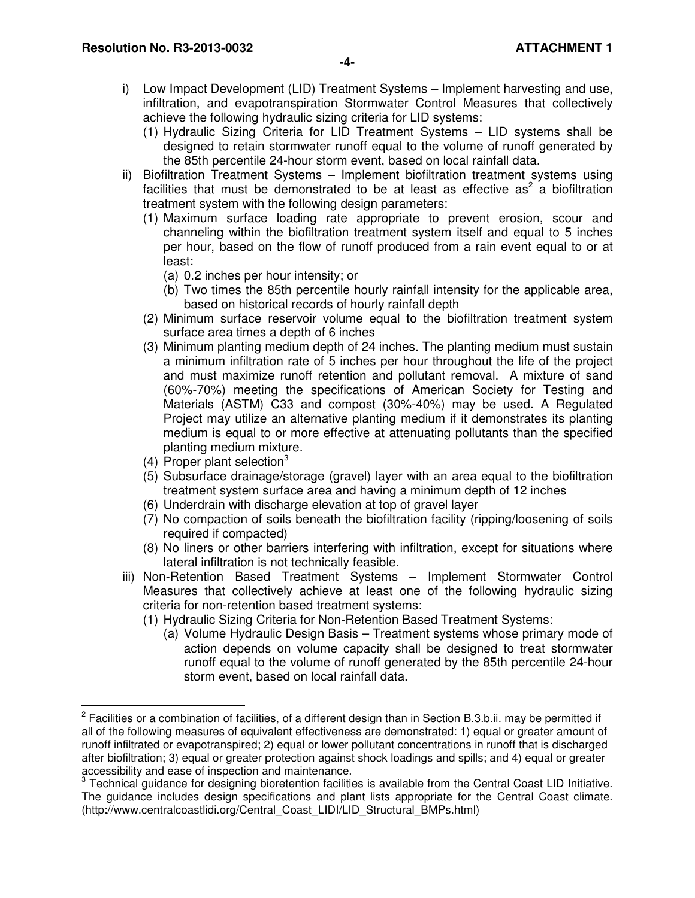i) Low Impact Development (LID) Treatment Systems – Implement harvesting and use, infiltration, and evapotranspiration Stormwater Control Measures that collectively achieve the following hydraulic sizing criteria for LID systems:
   (1) Hydraulic Sizing Criteria for LID Treatment Systems – LID systems shall be designed to retain stormwater runoff equal to the volume of runoff generated by the 85th percentile 24-hour storm event, based on local rainfall data.

ii) Biofiltration Treatment Systems – Implement biofiltration treatment systems using facilities that must be demonstrated to be at least as effective as[2] a biofiltration treatment system with the following design parameters:
   (1) Maximum surface loading rate appropriate to prevent erosion, scour and channeling within the biofiltration treatment system itself and equal to 5 inches per hour, based on the flow of runoff produced from a rain event equal to or at least:
      (a) 0.2 inches per hour intensity; or
      (b) Two times the 85th percentile hourly rainfall intensity for the applicable area, based on historical records of hourly rainfall depth
   (2) Minimum surface reservoir volume equal to the biofiltration treatment system surface area times a depth of 6 inches
   (3) Minimum planting medium depth of 24 inches. The planting medium must sustain a minimum infiltration rate of 5 inches per hour throughout the life of the project and must maximize runoff retention and pollutant removal. A mixture of sand (60%-70%) meeting the specifications of American Society for Testing and Materials (ASTM) C33 and compost (30%-40%) may be used. A Regulated Project may utilize an alternative planting medium if it demonstrates its planting medium is equal to or more effective at attenuating pollutants than the specified planting medium mixture.
   (4) Proper plant selection[3]
   (5) Subsurface drainage/storage (gravel) layer with an area equal to the biofiltration treatment system surface area and having a minimum depth of 12 inches
   (6) Underdrain with discharge elevation at top of gravel layer
   (7) No compaction of soils beneath the biofiltration facility (ripping/loosening of soils required if compacted)
   (8) No liners or other barriers interfering with infiltration, except for situations where lateral infiltration is not technically feasible.

iii) Non-Retention Based Treatment Systems – Implement Stormwater Control Measures that collectively achieve at least one of the following hydraulic sizing criteria for non-retention based treatment systems:
   (1) Hydraulic Sizing Criteria for Non-Retention Based Treatment Systems:
      (a) Volume Hydraulic Design Basis – Treatment systems whose primary mode of action depends on volume capacity shall be designed to treat stormwater runoff equal to the volume of runoff generated by the 85th percentile 24-hour storm event, based on local rainfall data.

---

[2] Facilities or a combination of facilities, of a different design than in Section B.3.b.ii. may be permitted if all of the following measures of equivalent effectiveness are demonstrated: 1) equal or greater amount of runoff infiltrated or evapotranspired; 2) equal or lower pollutant concentrations in runoff that is discharged after biofiltration; 3) equal or greater protection against shock loadings and spills; and 4) equal or greater accessibility and ease of inspection and maintenance.

[3] Technical guidance for designing bioretention facilities is available from the Central Coast LID Initiative. The guidance includes design specifications and plant lists appropriate for the Central Coast climate. (http://www.centralcoastlidi.org/Central_Coast_LIDI/LID_Structural_BMPs.html)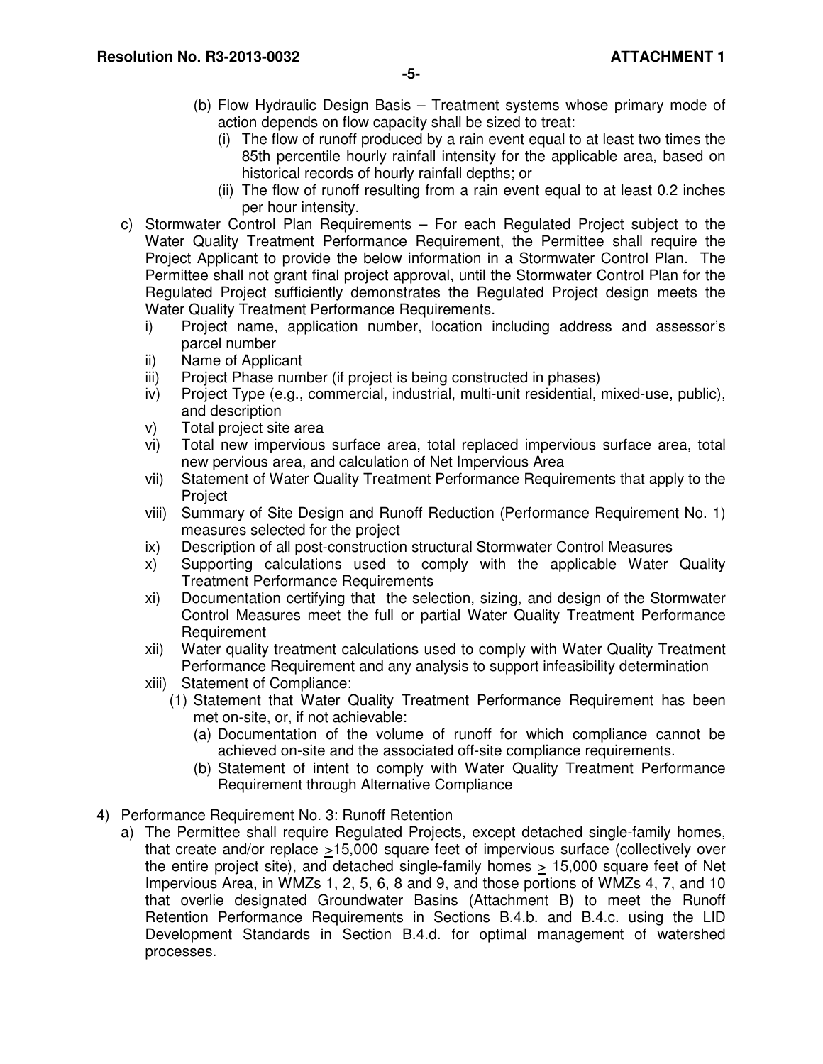(b) Flow Hydraulic Design Basis – Treatment systems whose primary mode of action depends on flow capacity shall be sized to treat:

(i) The flow of runoff produced by a rain event equal to at least two times the 85th percentile hourly rainfall intensity for the applicable area, based on historical records of hourly rainfall depths; or

(ii) The flow of runoff resulting from a rain event equal to at least 0.2 inches per hour intensity.

c) Stormwater Control Plan Requirements – For each Regulated Project subject to the Water Quality Treatment Performance Requirement, the Permittee shall require the Project Applicant to provide the below information in a Stormwater Control Plan. The Permittee shall not grant final project approval, until the Stormwater Control Plan for the Regulated Project sufficiently demonstrates the Regulated Project design meets the Water Quality Treatment Performance Requirements.

i) Project name, application number, location including address and assessor's parcel number

ii) Name of Applicant

iii) Project Phase number (if project is being constructed in phases)

iv) Project Type (e.g., commercial, industrial, multi-unit residential, mixed-use, public), and description

v) Total project site area

vi) Total new impervious surface area, total replaced impervious surface area, total new pervious area, and calculation of Net Impervious Area

vii) Statement of Water Quality Treatment Performance Requirements that apply to the Project

viii) Summary of Site Design and Runoff Reduction (Performance Requirement No. 1) measures selected for the project

ix) Description of all post-construction structural Stormwater Control Measures

x) Supporting calculations used to comply with the applicable Water Quality Treatment Performance Requirements

xi) Documentation certifying that the selection, sizing, and design of the Stormwater Control Measures meet the full or partial Water Quality Treatment Performance Requirement

xii) Water quality treatment calculations used to comply with Water Quality Treatment Performance Requirement and any analysis to support infeasibility determination

xiii) Statement of Compliance:

(1) Statement that Water Quality Treatment Performance Requirement has been met on-site, or, if not achievable:

(a) Documentation of the volume of runoff for which compliance cannot be achieved on-site and the associated off-site compliance requirements.

(b) Statement of intent to comply with Water Quality Treatment Performance Requirement through Alternative Compliance

4) Performance Requirement No. 3: Runoff Retention

a) The Permittee shall require Regulated Projects, except detached single-family homes, that create and/or replace ≥15,000 square feet of impervious surface (collectively over the entire project site), and detached single-family homes ≥ 15,000 square feet of Net Impervious Area, in WMZs 1, 2, 5, 6, 8 and 9, and those portions of WMZs 4, 7, and 10 that overlie designated Groundwater Basins (Attachment B) to meet the Runoff Retention Performance Requirements in Sections B.4.b. and B.4.c. using the LID Development Standards in Section B.4.d. for optimal management of watershed processes.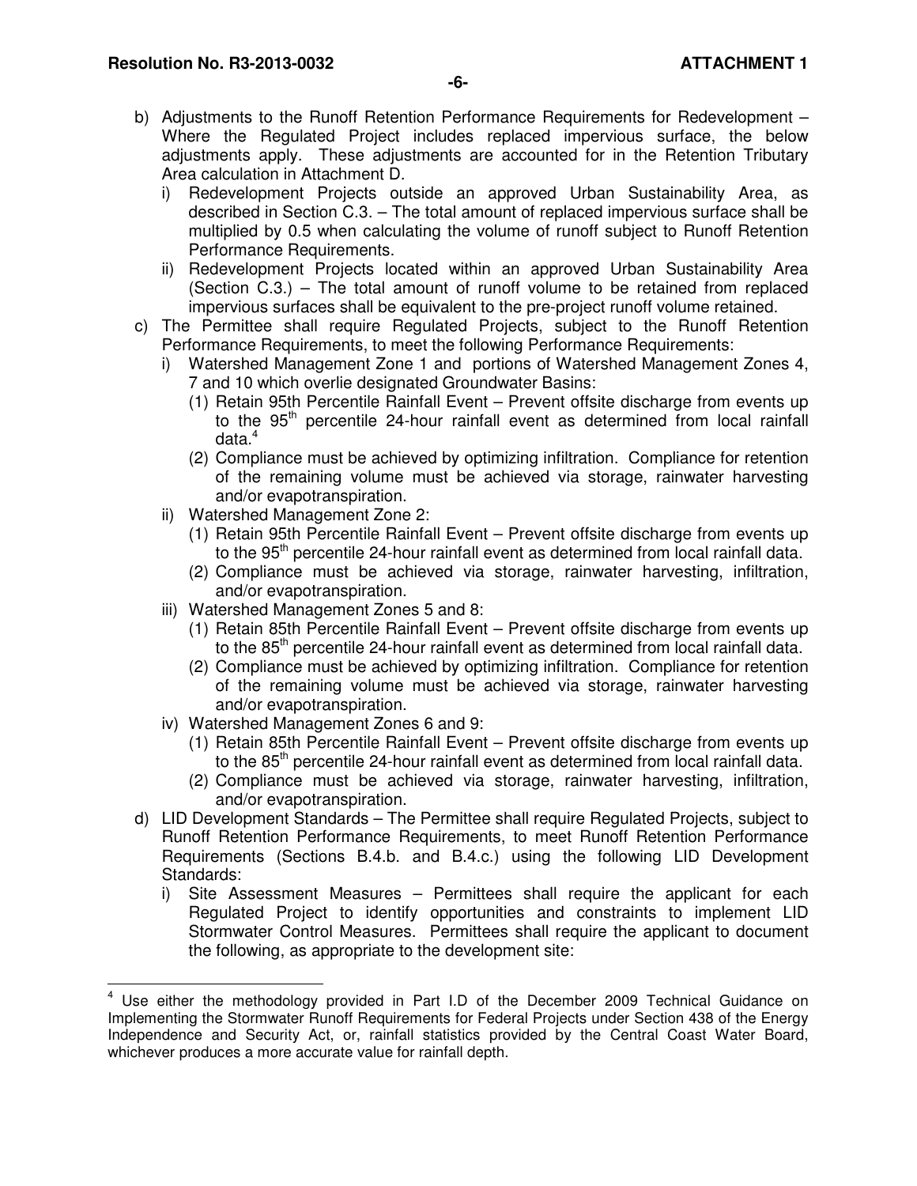b) Adjustments to the Runoff Retention Performance Requirements for Redevelopment – Where the Regulated Project includes replaced impervious surface, the below adjustments apply. These adjustments are accounted for in the Retention Tributary Area calculation in Attachment D.

   i) Redevelopment Projects outside an approved Urban Sustainability Area, as described in Section C.3. – The total amount of replaced impervious surface shall be multiplied by 0.5 when calculating the volume of runoff subject to Runoff Retention Performance Requirements.

   ii) Redevelopment Projects located within an approved Urban Sustainability Area (Section C.3.) – The total amount of runoff volume to be retained from replaced impervious surfaces shall be equivalent to the pre-project runoff volume retained.

c) The Permittee shall require Regulated Projects, subject to the Runoff Retention Performance Requirements, to meet the following Performance Requirements:

   i) Watershed Management Zone 1 and portions of Watershed Management Zones 4, 7 and 10 which overlie designated Groundwater Basins:

      (1) Retain 95th Percentile Rainfall Event – Prevent offsite discharge from events up to the 95th percentile 24-hour rainfall event as determined from local rainfall data.[4]

      (2) Compliance must be achieved by optimizing infiltration. Compliance for retention of the remaining volume must be achieved via storage, rainwater harvesting and/or evapotranspiration.

   ii) Watershed Management Zone 2:

      (1) Retain 95th Percentile Rainfall Event – Prevent offsite discharge from events up to the 95th percentile 24-hour rainfall event as determined from local rainfall data.

      (2) Compliance must be achieved via storage, rainwater harvesting, infiltration, and/or evapotranspiration.

   iii) Watershed Management Zones 5 and 8:

      (1) Retain 85th Percentile Rainfall Event – Prevent offsite discharge from events up to the 85th percentile 24-hour rainfall event as determined from local rainfall data.

      (2) Compliance must be achieved by optimizing infiltration. Compliance for retention of the remaining volume must be achieved via storage, rainwater harvesting and/or evapotranspiration.

   iv) Watershed Management Zones 6 and 9:

      (1) Retain 85th Percentile Rainfall Event – Prevent offsite discharge from events up to the 85th percentile 24-hour rainfall event as determined from local rainfall data.

      (2) Compliance must be achieved via storage, rainwater harvesting, infiltration, and/or evapotranspiration.

d) LID Development Standards – The Permittee shall require Regulated Projects, subject to Runoff Retention Performance Requirements, to meet Runoff Retention Performance Requirements (Sections B.4.b. and B.4.c.) using the following LID Development Standards:

   i) Site Assessment Measures – Permittees shall require the applicant for each Regulated Project to identify opportunities and constraints to implement LID Stormwater Control Measures. Permittees shall require the applicant to document the following, as appropriate to the development site:

---

[4] Use either the methodology provided in Part I.D of the December 2009 Technical Guidance on Implementing the Stormwater Runoff Requirements for Federal Projects under Section 438 of the Energy Independence and Security Act, or, rainfall statistics provided by the Central Coast Water Board, whichever produces a more accurate value for rainfall depth.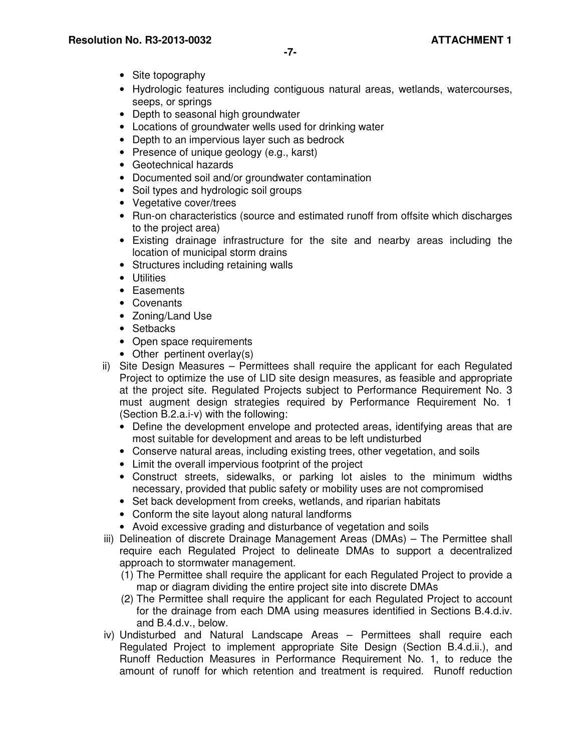- Site topography
- Hydrologic features including contiguous natural areas, wetlands, watercourses, seeps, or springs
- Depth to seasonal high groundwater
- Locations of groundwater wells used for drinking water
- Depth to an impervious layer such as bedrock
- Presence of unique geology (e.g., karst)
- Geotechnical hazards
- Documented soil and/or groundwater contamination
- Soil types and hydrologic soil groups
- Vegetative cover/trees
- Run-on characteristics (source and estimated runoff from offsite which discharges to the project area)
- Existing drainage infrastructure for the site and nearby areas including the location of municipal storm drains
- Structures including retaining walls
- Utilities
- Easements
- Covenants
- Zoning/Land Use
- Setbacks
- Open space requirements
- Other pertinent overlay(s)

ii) Site Design Measures – Permittees shall require the applicant for each Regulated Project to optimize the use of LID site design measures, as feasible and appropriate at the project site. Regulated Projects subject to Performance Requirement No. 3 must augment design strategies required by Performance Requirement No. 1 (Section B.2.a.i-v) with the following:

- Define the development envelope and protected areas, identifying areas that are most suitable for development and areas to be left undisturbed
- Conserve natural areas, including existing trees, other vegetation, and soils
- Limit the overall impervious footprint of the project
- Construct streets, sidewalks, or parking lot aisles to the minimum widths necessary, provided that public safety or mobility uses are not compromised
- Set back development from creeks, wetlands, and riparian habitats
- Conform the site layout along natural landforms
- Avoid excessive grading and disturbance of vegetation and soils

iii) Delineation of discrete Drainage Management Areas (DMAs) – The Permittee shall require each Regulated Project to delineate DMAs to support a decentralized approach to stormwater management.

(1) The Permittee shall require the applicant for each Regulated Project to provide a map or diagram dividing the entire project site into discrete DMAs

(2) The Permittee shall require the applicant for each Regulated Project to account for the drainage from each DMA using measures identified in Sections B.4.d.iv. and B.4.d.v., below.

iv) Undisturbed and Natural Landscape Areas – Permittees shall require each Regulated Project to implement appropriate Site Design (Section B.4.d.ii.), and Runoff Reduction Measures in Performance Requirement No. 1, to reduce the amount of runoff for which retention and treatment is required. Runoff reduction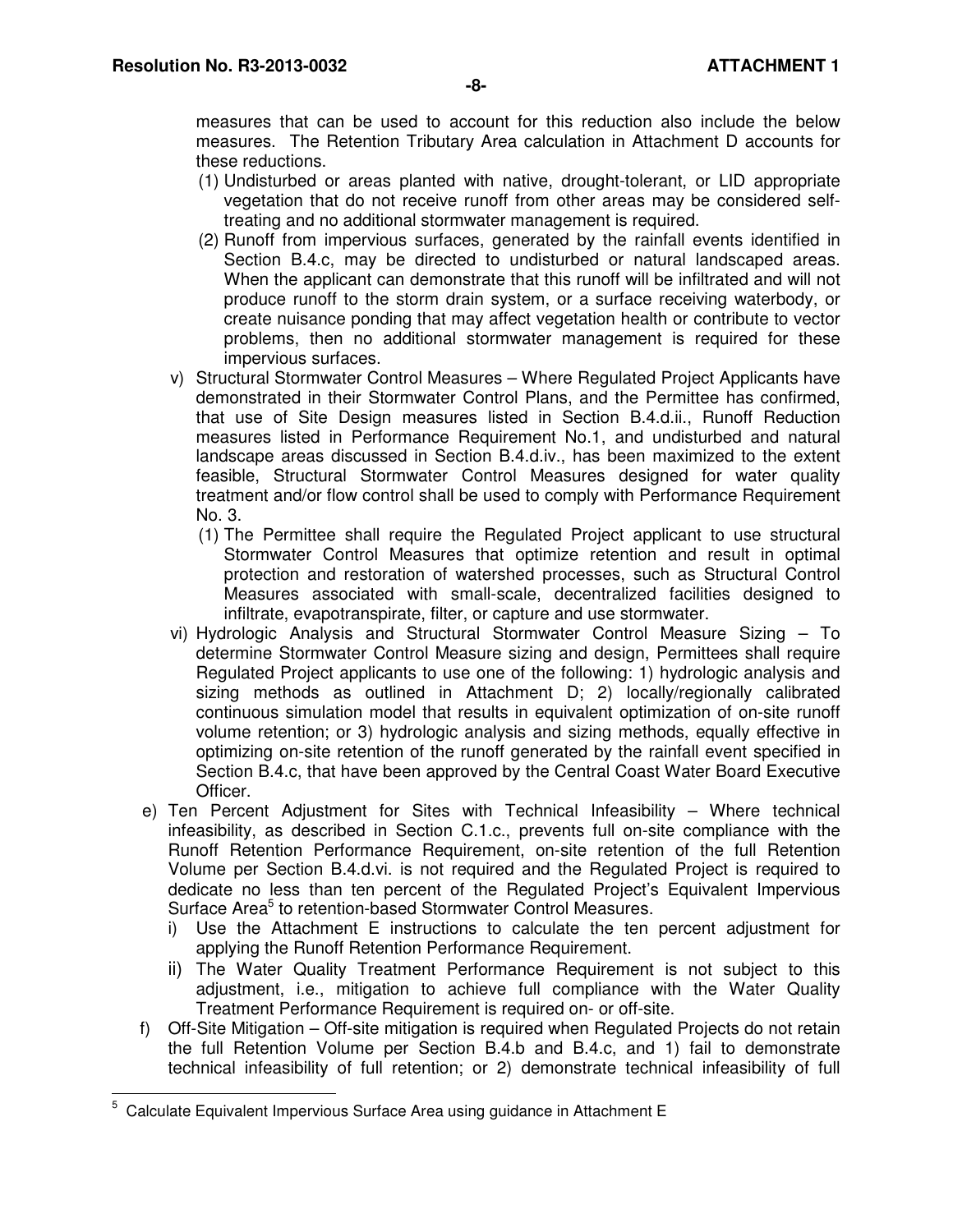measures that can be used to account for this reduction also include the below measures. The Retention Tributary Area calculation in Attachment D accounts for these reductions.

(1) Undisturbed or areas planted with native, drought-tolerant, or LID appropriate vegetation that do not receive runoff from other areas may be considered self-treating and no additional stormwater management is required.

(2) Runoff from impervious surfaces, generated by the rainfall events identified in Section B.4.c, may be directed to undisturbed or natural landscaped areas. When the applicant can demonstrate that this runoff will be infiltrated and will not produce runoff to the storm drain system, or a surface receiving waterbody, or create nuisance ponding that may affect vegetation health or contribute to vector problems, then no additional stormwater management is required for these impervious surfaces.

v) Structural Stormwater Control Measures – Where Regulated Project Applicants have demonstrated in their Stormwater Control Plans, and the Permittee has confirmed, that use of Site Design measures listed in Section B.4.d.ii., Runoff Reduction measures listed in Performance Requirement No.1, and undisturbed and natural landscape areas discussed in Section B.4.d.iv., has been maximized to the extent feasible, Structural Stormwater Control Measures designed for water quality treatment and/or flow control shall be used to comply with Performance Requirement No. 3.

(1) The Permittee shall require the Regulated Project applicant to use structural Stormwater Control Measures that optimize retention and result in optimal protection and restoration of watershed processes, such as Structural Control Measures associated with small-scale, decentralized facilities designed to infiltrate, evapotranspirate, filter, or capture and use stormwater.

vi) Hydrologic Analysis and Structural Stormwater Control Measure Sizing – To determine Stormwater Control Measure sizing and design, Permittees shall require Regulated Project applicants to use one of the following: 1) hydrologic analysis and sizing methods as outlined in Attachment D; 2) locally/regionally calibrated continuous simulation model that results in equivalent optimization of on-site runoff volume retention; or 3) hydrologic analysis and sizing methods, equally effective in optimizing on-site retention of the runoff generated by the rainfall event specified in Section B.4.c, that have been approved by the Central Coast Water Board Executive Officer.

e) Ten Percent Adjustment for Sites with Technical Infeasibility – Where technical infeasibility, as described in Section C.1.c., prevents full on-site compliance with the Runoff Retention Performance Requirement, on-site retention of the full Retention Volume per Section B.4.d.vi. is not required and the Regulated Project is required to dedicate no less than ten percent of the Regulated Project's Equivalent Impervious Surface Area[5] to retention-based Stormwater Control Measures.

i) Use the Attachment E instructions to calculate the ten percent adjustment for applying the Runoff Retention Performance Requirement.

ii) The Water Quality Treatment Performance Requirement is not subject to this adjustment, i.e., mitigation to achieve full compliance with the Water Quality Treatment Performance Requirement is required on- or off-site.

f) Off-Site Mitigation – Off-site mitigation is required when Regulated Projects do not retain the full Retention Volume per Section B.4.b and B.4.c, and 1) fail to demonstrate technical infeasibility of full retention; or 2) demonstrate technical infeasibility of full

[5] Calculate Equivalent Impervious Surface Area using guidance in Attachment E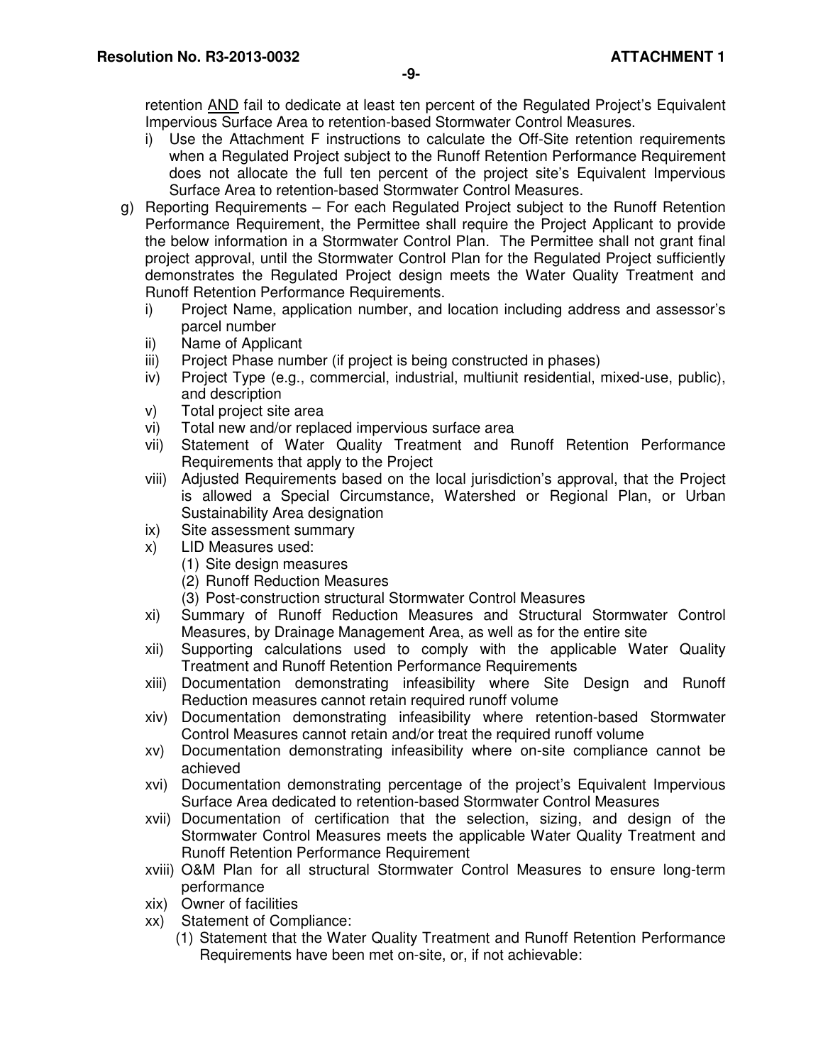retention <u>AND</u> fail to dedicate at least ten percent of the Regulated Project's Equivalent Impervious Surface Area to retention-based Stormwater Control Measures.

i) Use the Attachment F instructions to calculate the Off-Site retention requirements when a Regulated Project subject to the Runoff Retention Performance Requirement does not allocate the full ten percent of the project site's Equivalent Impervious Surface Area to retention-based Stormwater Control Measures.

g) Reporting Requirements – For each Regulated Project subject to the Runoff Retention Performance Requirement, the Permittee shall require the Project Applicant to provide the below information in a Stormwater Control Plan. The Permittee shall not grant final project approval, until the Stormwater Control Plan for the Regulated Project sufficiently demonstrates the Regulated Project design meets the Water Quality Treatment and Runoff Retention Performance Requirements.

   i) Project Name, application number, and location including address and assessor's parcel number
   ii) Name of Applicant
   iii) Project Phase number (if project is being constructed in phases)
   iv) Project Type (e.g., commercial, industrial, multiunit residential, mixed-use, public), and description
   v) Total project site area
   vi) Total new and/or replaced impervious surface area
   vii) Statement of Water Quality Treatment and Runoff Retention Performance Requirements that apply to the Project
   viii) Adjusted Requirements based on the local jurisdiction's approval, that the Project is allowed a Special Circumstance, Watershed or Regional Plan, or Urban Sustainability Area designation
   ix) Site assessment summary
   x) LID Measures used:
      (1) Site design measures
      (2) Runoff Reduction Measures
      (3) Post-construction structural Stormwater Control Measures
   xi) Summary of Runoff Reduction Measures and Structural Stormwater Control Measures, by Drainage Management Area, as well as for the entire site
   xii) Supporting calculations used to comply with the applicable Water Quality Treatment and Runoff Retention Performance Requirements
   xiii) Documentation demonstrating infeasibility where Site Design and Runoff Reduction measures cannot retain required runoff volume
   xiv) Documentation demonstrating infeasibility where retention-based Stormwater Control Measures cannot retain and/or treat the required runoff volume
   xv) Documentation demonstrating infeasibility where on-site compliance cannot be achieved
   xvi) Documentation demonstrating percentage of the project's Equivalent Impervious Surface Area dedicated to retention-based Stormwater Control Measures
   xvii) Documentation of certification that the selection, sizing, and design of the Stormwater Control Measures meets the applicable Water Quality Treatment and Runoff Retention Performance Requirement
   xviii) O&M Plan for all structural Stormwater Control Measures to ensure long-term performance
   xix) Owner of facilities
   xx) Statement of Compliance:
      (1) Statement that the Water Quality Treatment and Runoff Retention Performance Requirements have been met on-site, or, if not achievable: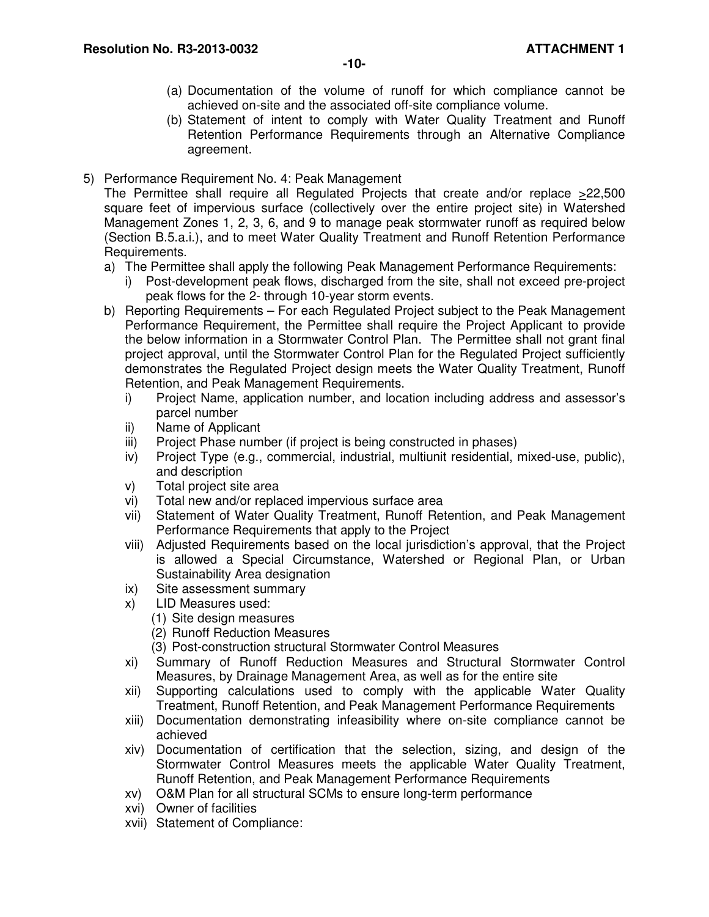(a) Documentation of the volume of runoff for which compliance cannot be achieved on-site and the associated off-site compliance volume.

(b) Statement of intent to comply with Water Quality Treatment and Runoff Retention Performance Requirements through an Alternative Compliance agreement.

5) Performance Requirement No. 4: Peak Management

The Permittee shall require all Regulated Projects that create and/or replace ≥22,500 square feet of impervious surface (collectively over the entire project site) in Watershed Management Zones 1, 2, 3, 6, and 9 to manage peak stormwater runoff as required below (Section B.5.a.i.), and to meet Water Quality Treatment and Runoff Retention Performance Requirements.

a) The Permittee shall apply the following Peak Management Performance Requirements:

   i) Post-development peak flows, discharged from the site, shall not exceed pre-project peak flows for the 2- through 10-year storm events.

b) Reporting Requirements – For each Regulated Project subject to the Peak Management Performance Requirement, the Permittee shall require the Project Applicant to provide the below information in a Stormwater Control Plan. The Permittee shall not grant final project approval, until the Stormwater Control Plan for the Regulated Project sufficiently demonstrates the Regulated Project design meets the Water Quality Treatment, Runoff Retention, and Peak Management Requirements.

   i) Project Name, application number, and location including address and assessor's parcel number
   
   ii) Name of Applicant
   
   iii) Project Phase number (if project is being constructed in phases)
   
   iv) Project Type (e.g., commercial, industrial, multiunit residential, mixed-use, public), and description
   
   v) Total project site area
   
   vi) Total new and/or replaced impervious surface area
   
   vii) Statement of Water Quality Treatment, Runoff Retention, and Peak Management Performance Requirements that apply to the Project
   
   viii) Adjusted Requirements based on the local jurisdiction's approval, that the Project is allowed a Special Circumstance, Watershed or Regional Plan, or Urban Sustainability Area designation
   
   ix) Site assessment summary
   
   x) LID Measures used:
   
      (1) Site design measures
      
      (2) Runoff Reduction Measures
      
      (3) Post-construction structural Stormwater Control Measures
   
   xi) Summary of Runoff Reduction Measures and Structural Stormwater Control Measures, by Drainage Management Area, as well as for the entire site
   
   xii) Supporting calculations used to comply with the applicable Water Quality Treatment, Runoff Retention, and Peak Management Performance Requirements
   
   xiii) Documentation demonstrating infeasibility where on-site compliance cannot be achieved
   
   xiv) Documentation of certification that the selection, sizing, and design of the Stormwater Control Measures meets the applicable Water Quality Treatment, Runoff Retention, and Peak Management Performance Requirements
   
   xv) O&M Plan for all structural SCMs to ensure long-term performance
   
   xvi) Owner of facilities
   
   xvii) Statement of Compliance: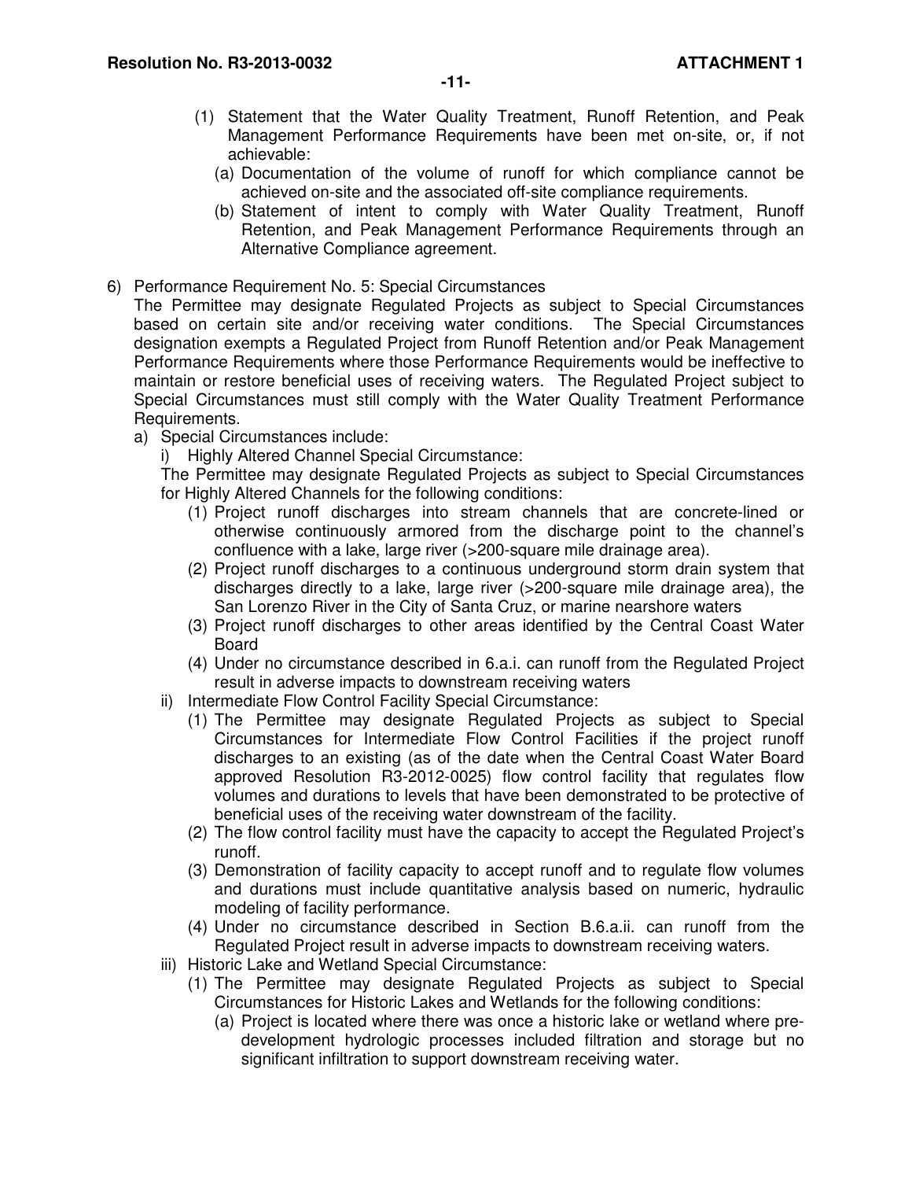(1) Statement that the Water Quality Treatment, Runoff Retention, and Peak Management Performance Requirements have been met on-site, or, if not achievable:

(a) Documentation of the volume of runoff for which compliance cannot be achieved on-site and the associated off-site compliance requirements.

(b) Statement of intent to comply with Water Quality Treatment, Runoff Retention, and Peak Management Performance Requirements through an Alternative Compliance agreement.

6) Performance Requirement No. 5: Special Circumstances

The Permittee may designate Regulated Projects as subject to Special Circumstances based on certain site and/or receiving water conditions. The Special Circumstances designation exempts a Regulated Project from Runoff Retention and/or Peak Management Performance Requirements where those Performance Requirements would be ineffective to maintain or restore beneficial uses of receiving waters. The Regulated Project subject to Special Circumstances must still comply with the Water Quality Treatment Performance Requirements.

a) Special Circumstances include:

i) Highly Altered Channel Special Circumstance:

The Permittee may designate Regulated Projects as subject to Special Circumstances for Highly Altered Channels for the following conditions:

(1) Project runoff discharges into stream channels that are concrete-lined or otherwise continuously armored from the discharge point to the channel's confluence with a lake, large river (>200-square mile drainage area).

(2) Project runoff discharges to a continuous underground storm drain system that discharges directly to a lake, large river (>200-square mile drainage area), the San Lorenzo River in the City of Santa Cruz, or marine nearshore waters

(3) Project runoff discharges to other areas identified by the Central Coast Water Board

(4) Under no circumstance described in 6.a.i. can runoff from the Regulated Project result in adverse impacts to downstream receiving waters

ii) Intermediate Flow Control Facility Special Circumstance:

(1) The Permittee may designate Regulated Projects as subject to Special Circumstances for Intermediate Flow Control Facilities if the project runoff discharges to an existing (as of the date when the Central Coast Water Board approved Resolution R3-2012-0025) flow control facility that regulates flow volumes and durations to levels that have been demonstrated to be protective of beneficial uses of the receiving water downstream of the facility.

(2) The flow control facility must have the capacity to accept the Regulated Project's runoff.

(3) Demonstration of facility capacity to accept runoff and to regulate flow volumes and durations must include quantitative analysis based on numeric, hydraulic modeling of facility performance.

(4) Under no circumstance described in Section B.6.a.ii. can runoff from the Regulated Project result in adverse impacts to downstream receiving waters.

iii) Historic Lake and Wetland Special Circumstance:

(1) The Permittee may designate Regulated Projects as subject to Special Circumstances for Historic Lakes and Wetlands for the following conditions:

(a) Project is located where there was once a historic lake or wetland where pre-development hydrologic processes included filtration and storage but no significant infiltration to support downstream receiving water.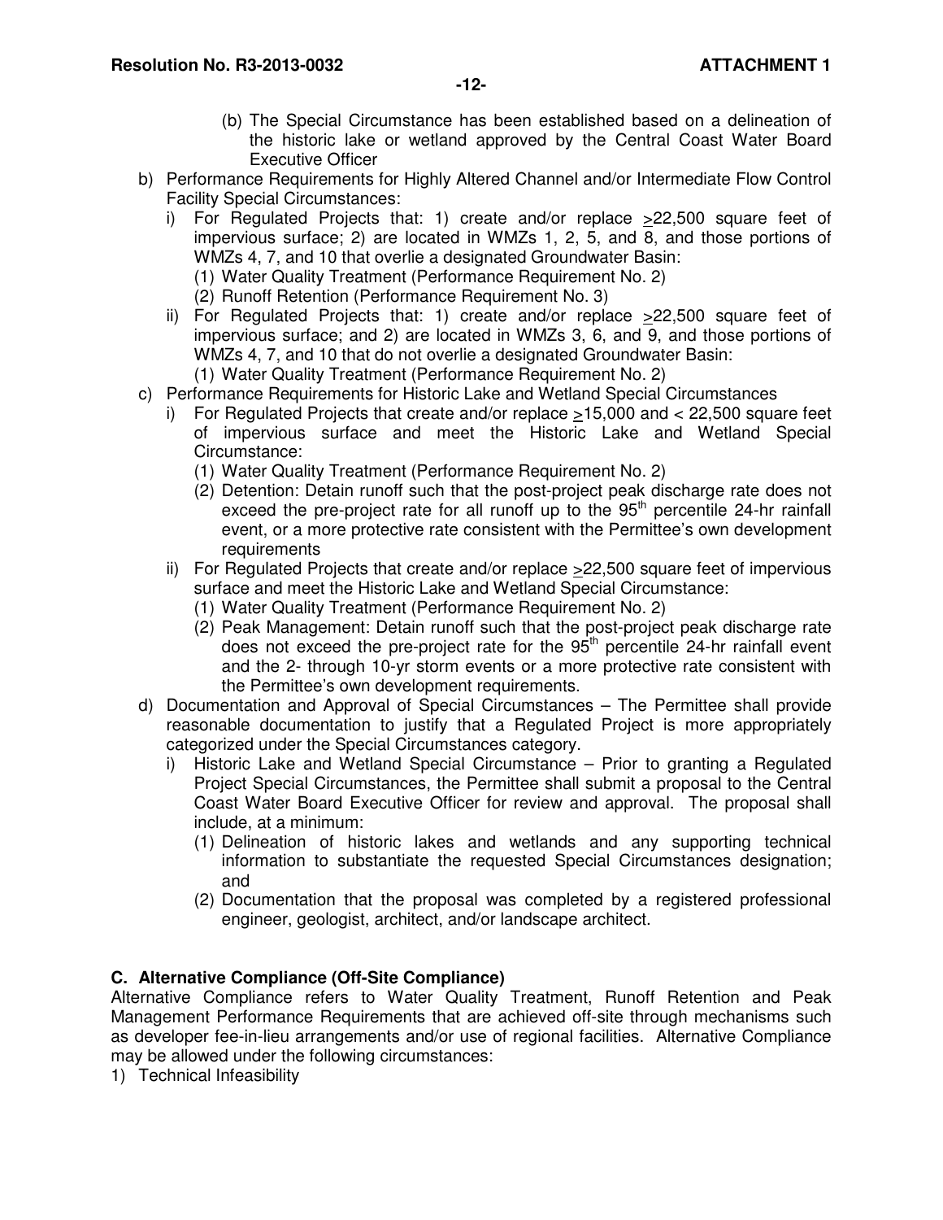(b) The Special Circumstance has been established based on a delineation of the historic lake or wetland approved by the Central Coast Water Board Executive Officer

b) Performance Requirements for Highly Altered Channel and/or Intermediate Flow Control Facility Special Circumstances:
   i) For Regulated Projects that: 1) create and/or replace ≥22,500 square feet of impervious surface; 2) are located in WMZs 1, 2, 5, and 8, and those portions of WMZs 4, 7, and 10 that overlie a designated Groundwater Basin:
      (1) Water Quality Treatment (Performance Requirement No. 2)
      (2) Runoff Retention (Performance Requirement No. 3)
   ii) For Regulated Projects that: 1) create and/or replace ≥22,500 square feet of impervious surface; and 2) are located in WMZs 3, 6, and 9, and those portions of WMZs 4, 7, and 10 that do not overlie a designated Groundwater Basin:
      (1) Water Quality Treatment (Performance Requirement No. 2)

c) Performance Requirements for Historic Lake and Wetland Special Circumstances
   i) For Regulated Projects that create and/or replace ≥15,000 and < 22,500 square feet of impervious surface and meet the Historic Lake and Wetland Special Circumstance:
      (1) Water Quality Treatment (Performance Requirement No. 2)
      (2) Detention: Detain runoff such that the post-project peak discharge rate does not exceed the pre-project rate for all runoff up to the $95^{th}$ percentile 24-hr rainfall event, or a more protective rate consistent with the Permittee's own development requirements
   ii) For Regulated Projects that create and/or replace ≥22,500 square feet of impervious surface and meet the Historic Lake and Wetland Special Circumstance:
      (1) Water Quality Treatment (Performance Requirement No. 2)
      (2) Peak Management: Detain runoff such that the post-project peak discharge rate does not exceed the pre-project rate for the $95^{th}$ percentile 24-hr rainfall event and the 2- through 10-yr storm events or a more protective rate consistent with the Permittee's own development requirements.

d) Documentation and Approval of Special Circumstances – The Permittee shall provide reasonable documentation to justify that a Regulated Project is more appropriately categorized under the Special Circumstances category.
   i) Historic Lake and Wetland Special Circumstance – Prior to granting a Regulated Project Special Circumstances, the Permittee shall submit a proposal to the Central Coast Water Board Executive Officer for review and approval. The proposal shall include, at a minimum:
      (1) Delineation of historic lakes and wetlands and any supporting technical information to substantiate the requested Special Circumstances designation; and
      (2) Documentation that the proposal was completed by a registered professional engineer, geologist, architect, and/or landscape architect.

**C. Alternative Compliance (Off-Site Compliance)**

Alternative Compliance refers to Water Quality Treatment, Runoff Retention and Peak Management Performance Requirements that are achieved off-site through mechanisms such as developer fee-in-lieu arrangements and/or use of regional facilities. Alternative Compliance may be allowed under the following circumstances:

1) Technical Infeasibility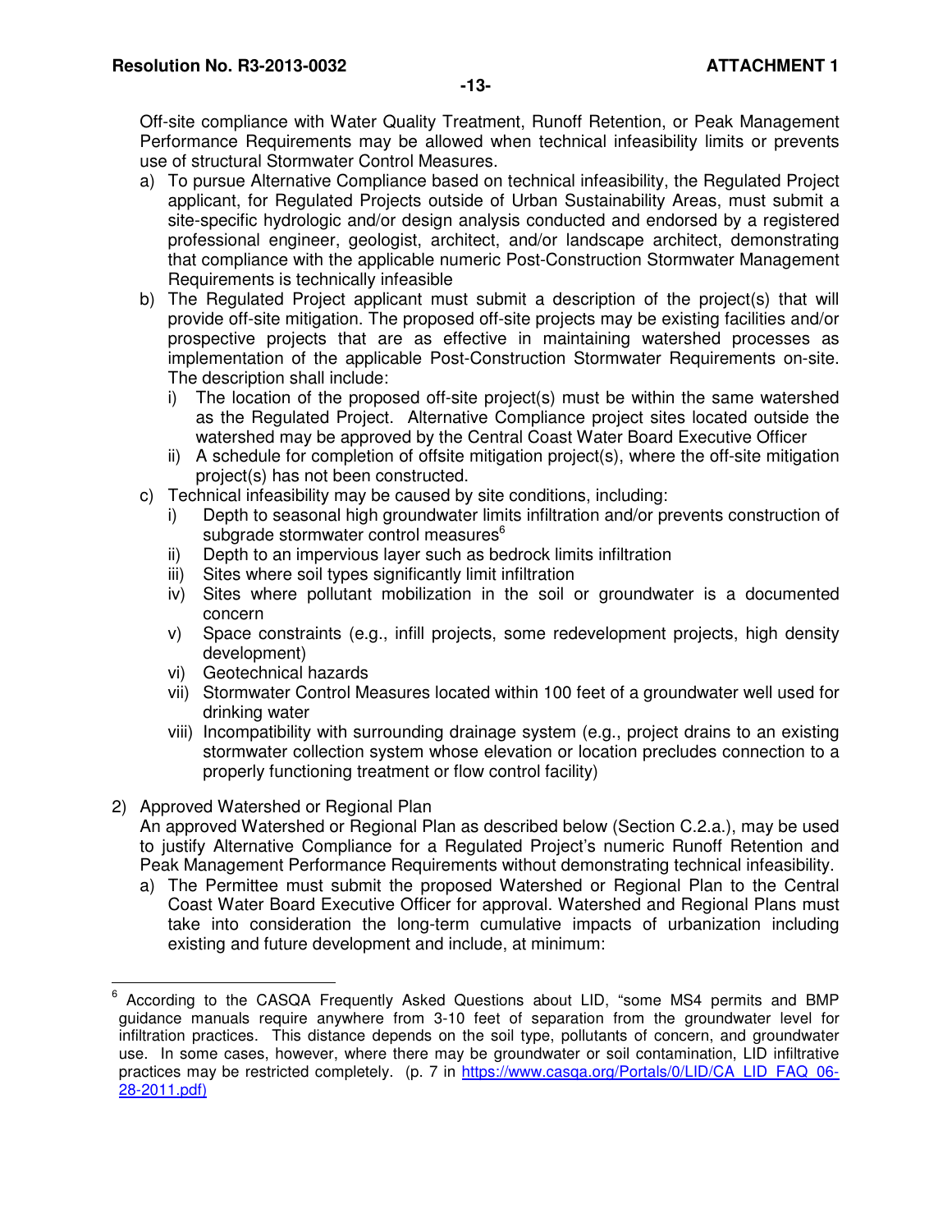Off-site compliance with Water Quality Treatment, Runoff Retention, or Peak Management Performance Requirements may be allowed when technical infeasibility limits or prevents use of structural Stormwater Control Measures.

a) To pursue Alternative Compliance based on technical infeasibility, the Regulated Project applicant, for Regulated Projects outside of Urban Sustainability Areas, must submit a site-specific hydrologic and/or design analysis conducted and endorsed by a registered professional engineer, geologist, architect, and/or landscape architect, demonstrating that compliance with the applicable numeric Post-Construction Stormwater Management Requirements is technically infeasible

b) The Regulated Project applicant must submit a description of the project(s) that will provide off-site mitigation. The proposed off-site projects may be existing facilities and/or prospective projects that are as effective in maintaining watershed processes as implementation of the applicable Post-Construction Stormwater Requirements on-site. The description shall include:

   i) The location of the proposed off-site project(s) must be within the same watershed as the Regulated Project. Alternative Compliance project sites located outside the watershed may be approved by the Central Coast Water Board Executive Officer

   ii) A schedule for completion of offsite mitigation project(s), where the off-site mitigation project(s) has not been constructed.

c) Technical infeasibility may be caused by site conditions, including:

   i) Depth to seasonal high groundwater limits infiltration and/or prevents construction of subgrade stormwater control measures[6]

   ii) Depth to an impervious layer such as bedrock limits infiltration

   iii) Sites where soil types significantly limit infiltration

   iv) Sites where pollutant mobilization in the soil or groundwater is a documented concern

   v) Space constraints (e.g., infill projects, some redevelopment projects, high density development)

   vi) Geotechnical hazards

   vii) Stormwater Control Measures located within 100 feet of a groundwater well used for drinking water

   viii) Incompatibility with surrounding drainage system (e.g., project drains to an existing stormwater collection system whose elevation or location precludes connection to a properly functioning treatment or flow control facility)

2) Approved Watershed or Regional Plan

An approved Watershed or Regional Plan as described below (Section C.2.a.), may be used to justify Alternative Compliance for a Regulated Project's numeric Runoff Retention and Peak Management Performance Requirements without demonstrating technical infeasibility.

a) The Permittee must submit the proposed Watershed or Regional Plan to the Central Coast Water Board Executive Officer for approval. Watershed and Regional Plans must take into consideration the long-term cumulative impacts of urbanization including existing and future development and include, at minimum:

---

[6] According to the CASQA Frequently Asked Questions about LID, "some MS4 permits and BMP guidance manuals require anywhere from 3-10 feet of separation from the groundwater level for infiltration practices. This distance depends on the soil type, pollutants of concern, and groundwater use. In some cases, however, where there may be groundwater or soil contamination, LID infiltrative practices may be restricted completely. (p. 7 in https://www.casqa.org/Portals/0/LID/CA_LID_FAQ_06-28-2011.pdf)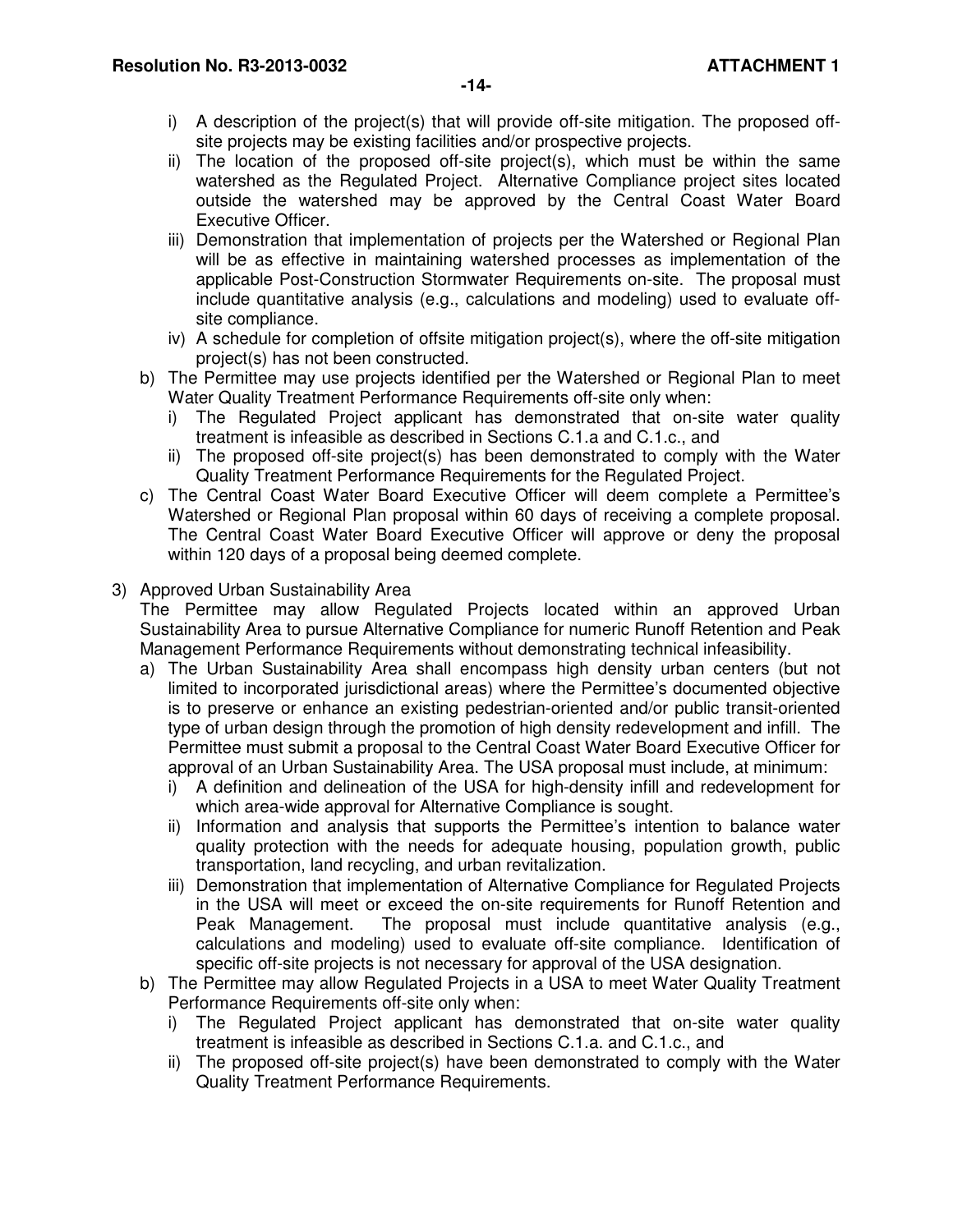i) A description of the project(s) that will provide off-site mitigation. The proposed off-site projects may be existing facilities and/or prospective projects.
ii) The location of the proposed off-site project(s), which must be within the same watershed as the Regulated Project. Alternative Compliance project sites located outside the watershed may be approved by the Central Coast Water Board Executive Officer.
iii) Demonstration that implementation of projects per the Watershed or Regional Plan will be as effective in maintaining watershed processes as implementation of the applicable Post-Construction Stormwater Requirements on-site. The proposal must include quantitative analysis (e.g., calculations and modeling) used to evaluate off-site compliance.
iv) A schedule for completion of offsite mitigation project(s), where the off-site mitigation project(s) has not been constructed.

b) The Permittee may use projects identified per the Watershed or Regional Plan to meet Water Quality Treatment Performance Requirements off-site only when:
   i) The Regulated Project applicant has demonstrated that on-site water quality treatment is infeasible as described in Sections C.1.a and C.1.c., and
   ii) The proposed off-site project(s) has been demonstrated to comply with the Water Quality Treatment Performance Requirements for the Regulated Project.

c) The Central Coast Water Board Executive Officer will deem complete a Permittee's Watershed or Regional Plan proposal within 60 days of receiving a complete proposal. The Central Coast Water Board Executive Officer will approve or deny the proposal within 120 days of a proposal being deemed complete.

3) Approved Urban Sustainability Area

The Permittee may allow Regulated Projects located within an approved Urban Sustainability Area to pursue Alternative Compliance for numeric Runoff Retention and Peak Management Performance Requirements without demonstrating technical infeasibility.

a) The Urban Sustainability Area shall encompass high density urban centers (but not limited to incorporated jurisdictional areas) where the Permittee's documented objective is to preserve or enhance an existing pedestrian-oriented and/or public transit-oriented type of urban design through the promotion of high density redevelopment and infill. The Permittee must submit a proposal to the Central Coast Water Board Executive Officer for approval of an Urban Sustainability Area. The USA proposal must include, at minimum:
   i) A definition and delineation of the USA for high-density infill and redevelopment for which area-wide approval for Alternative Compliance is sought.
   ii) Information and analysis that supports the Permittee's intention to balance water quality protection with the needs for adequate housing, population growth, public transportation, land recycling, and urban revitalization.
   iii) Demonstration that implementation of Alternative Compliance for Regulated Projects in the USA will meet or exceed the on-site requirements for Runoff Retention and Peak Management. The proposal must include quantitative analysis (e.g., calculations and modeling) used to evaluate off-site compliance. Identification of specific off-site projects is not necessary for approval of the USA designation.

b) The Permittee may allow Regulated Projects in a USA to meet Water Quality Treatment Performance Requirements off-site only when:
   i) The Regulated Project applicant has demonstrated that on-site water quality treatment is infeasible as described in Sections C.1.a. and C.1.c., and
   ii) The proposed off-site project(s) have been demonstrated to comply with the Water Quality Treatment Performance Requirements.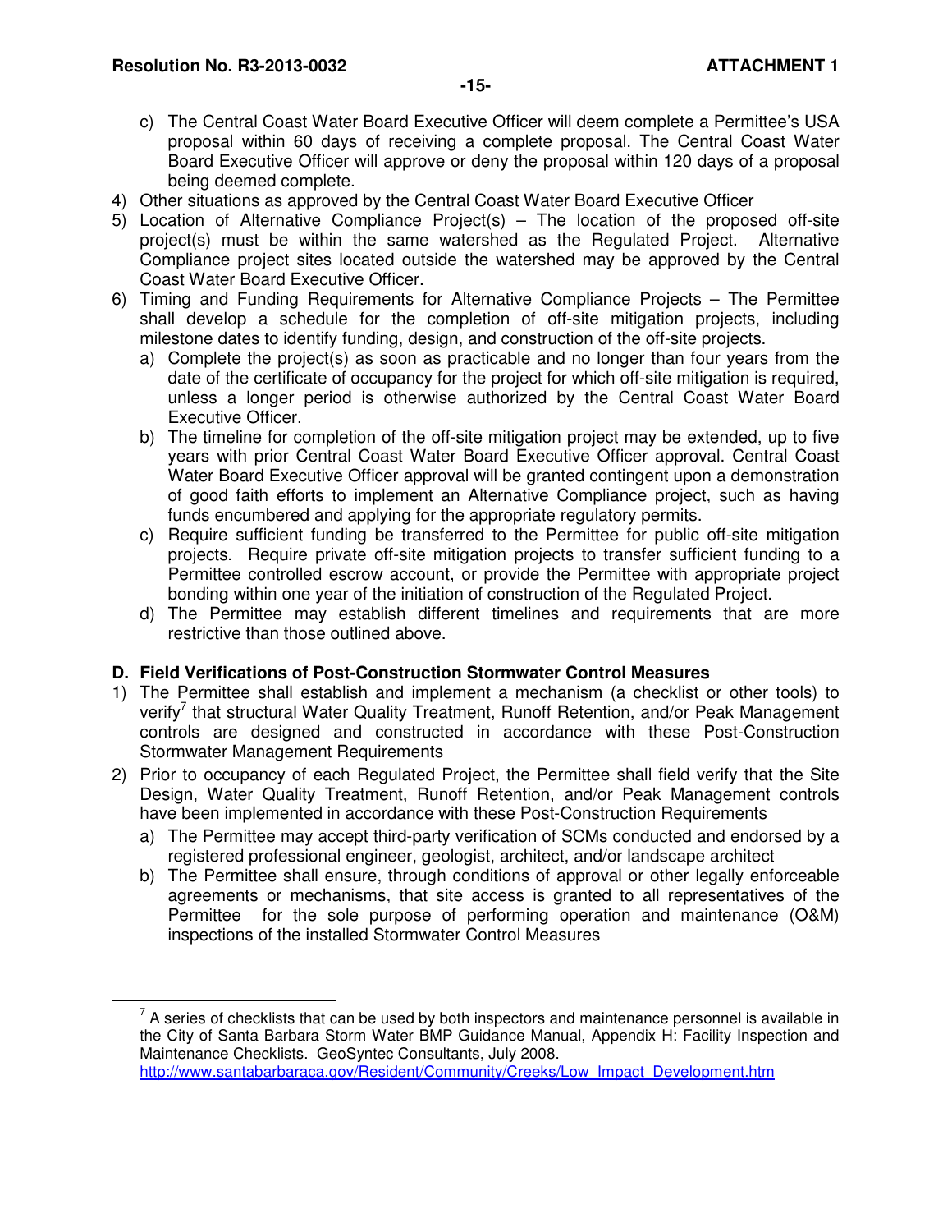c) The Central Coast Water Board Executive Officer will deem complete a Permittee's USA proposal within 60 days of receiving a complete proposal. The Central Coast Water Board Executive Officer will approve or deny the proposal within 120 days of a proposal being deemed complete.

4) Other situations as approved by the Central Coast Water Board Executive Officer
5) Location of Alternative Compliance Project(s) – The location of the proposed off-site project(s) must be within the same watershed as the Regulated Project. Alternative Compliance project sites located outside the watershed may be approved by the Central Coast Water Board Executive Officer.
6) Timing and Funding Requirements for Alternative Compliance Projects – The Permittee shall develop a schedule for the completion of off-site mitigation projects, including milestone dates to identify funding, design, and construction of the off-site projects.
   a) Complete the project(s) as soon as practicable and no longer than four years from the date of the certificate of occupancy for the project for which off-site mitigation is required, unless a longer period is otherwise authorized by the Central Coast Water Board Executive Officer.
   b) The timeline for completion of the off-site mitigation project may be extended, up to five years with prior Central Coast Water Board Executive Officer approval. Central Coast Water Board Executive Officer approval will be granted contingent upon a demonstration of good faith efforts to implement an Alternative Compliance project, such as having funds encumbered and applying for the appropriate regulatory permits.
   c) Require sufficient funding be transferred to the Permittee for public off-site mitigation projects. Require private off-site mitigation projects to transfer sufficient funding to a Permittee controlled escrow account, or provide the Permittee with appropriate project bonding within one year of the initiation of construction of the Regulated Project.
   d) The Permittee may establish different timelines and requirements that are more restrictive than those outlined above.

### D. Field Verifications of Post-Construction Stormwater Control Measures

1) The Permittee shall establish and implement a mechanism (a checklist or other tools) to verify[7] that structural Water Quality Treatment, Runoff Retention, and/or Peak Management controls are designed and constructed in accordance with these Post-Construction Stormwater Management Requirements
2) Prior to occupancy of each Regulated Project, the Permittee shall field verify that the Site Design, Water Quality Treatment, Runoff Retention, and/or Peak Management controls have been implemented in accordance with these Post-Construction Requirements
   a) The Permittee may accept third-party verification of SCMs conducted and endorsed by a registered professional engineer, geologist, architect, and/or landscape architect
   b) The Permittee shall ensure, through conditions of approval or other legally enforceable agreements or mechanisms, that site access is granted to all representatives of the Permittee for the sole purpose of performing operation and maintenance (O&M) inspections of the installed Stormwater Control Measures

---

[7] A series of checklists that can be used by both inspectors and maintenance personnel is available in the City of Santa Barbara Storm Water BMP Guidance Manual, Appendix H: Facility Inspection and Maintenance Checklists. GeoSyntec Consultants, July 2008. http://www.santabarbaraca.gov/Resident/Community/Creeks/Low_Impact_Development.htm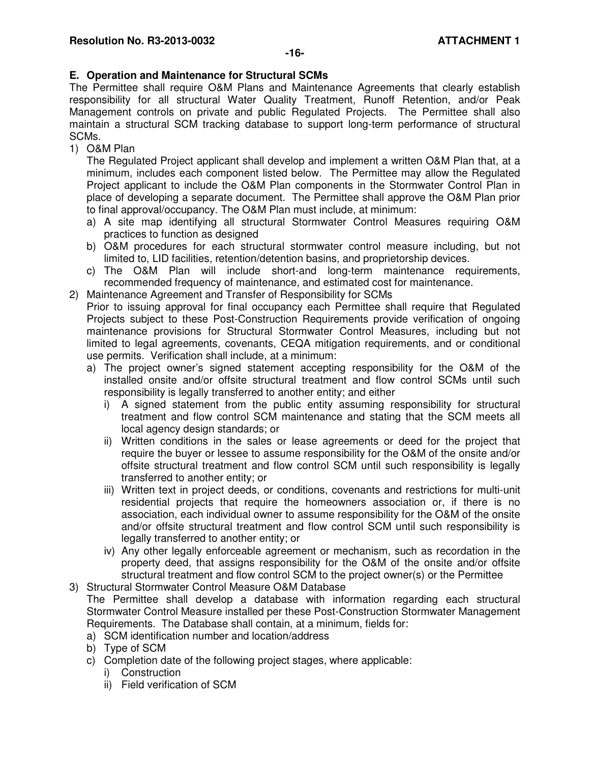## E. Operation and Maintenance for Structural SCMs

The Permittee shall require O&M Plans and Maintenance Agreements that clearly establish responsibility for all structural Water Quality Treatment, Runoff Retention, and/or Peak Management controls on private and public Regulated Projects. The Permittee shall also maintain a structural SCM tracking database to support long-term performance of structural SCMs.

1) O&M Plan

   The Regulated Project applicant shall develop and implement a written O&M Plan that, at a minimum, includes each component listed below. The Permittee may allow the Regulated Project applicant to include the O&M Plan components in the Stormwater Control Plan in place of developing a separate document. The Permittee shall approve the O&M Plan prior to final approval/occupancy. The O&M Plan must include, at minimum:

   a) A site map identifying all structural Stormwater Control Measures requiring O&M practices to function as designed
   b) O&M procedures for each structural stormwater control measure including, but not limited to, LID facilities, retention/detention basins, and proprietorship devices.
   c) The O&M Plan will include short-and long-term maintenance requirements, recommended frequency of maintenance, and estimated cost for maintenance.

2) Maintenance Agreement and Transfer of Responsibility for SCMs

   Prior to issuing approval for final occupancy each Permittee shall require that Regulated Projects subject to these Post-Construction Requirements provide verification of ongoing maintenance provisions for Structural Stormwater Control Measures, including but not limited to legal agreements, covenants, CEQA mitigation requirements, and or conditional use permits. Verification shall include, at a minimum:

   a) The project owner's signed statement accepting responsibility for the O&M of the installed onsite and/or offsite structural treatment and flow control SCMs until such responsibility is legally transferred to another entity; and either
      i) A signed statement from the public entity assuming responsibility for structural treatment and flow control SCM maintenance and stating that the SCM meets all local agency design standards; or
      ii) Written conditions in the sales or lease agreements or deed for the project that require the buyer or lessee to assume responsibility for the O&M of the onsite and/or offsite structural treatment and flow control SCM until such responsibility is legally transferred to another entity; or
      iii) Written text in project deeds, or conditions, covenants and restrictions for multi-unit residential projects that require the homeowners association or, if there is no association, each individual owner to assume responsibility for the O&M of the onsite and/or offsite structural treatment and flow control SCM until such responsibility is legally transferred to another entity; or
      iv) Any other legally enforceable agreement or mechanism, such as recordation in the property deed, that assigns responsibility for the O&M of the onsite and/or offsite structural treatment and flow control SCM to the project owner(s) or the Permittee

3) Structural Stormwater Control Measure O&M Database

   The Permittee shall develop a database with information regarding each structural Stormwater Control Measure installed per these Post-Construction Stormwater Management Requirements. The Database shall contain, at a minimum, fields for:

   a) SCM identification number and location/address
   b) Type of SCM
   c) Completion date of the following project stages, where applicable:
      i) Construction
      ii) Field verification of SCM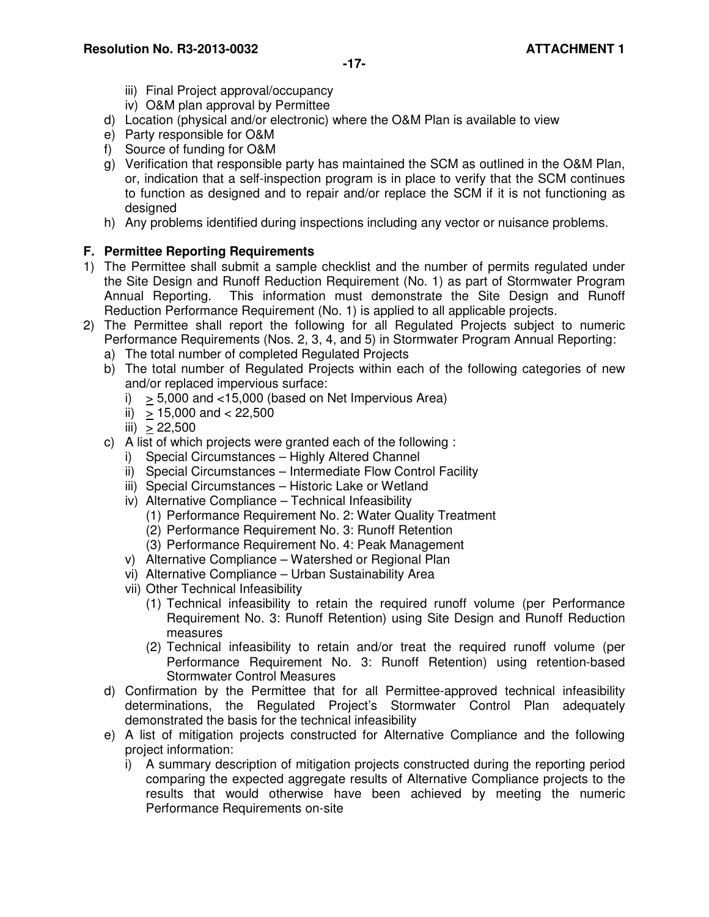iii) Final Project approval/occupancy
   iv) O&M plan approval by Permittee

d) Location (physical and/or electronic) where the O&M Plan is available to view
e) Party responsible for O&M
f) Source of funding for O&M
g) Verification that responsible party has maintained the SCM as outlined in the O&M Plan, or, indication that a self-inspection program is in place to verify that the SCM continues to function as designed and to repair and/or replace the SCM if it is not functioning as designed
h) Any problems identified during inspections including any vector or nuisance problems.

**F. Permittee Reporting Requirements**

1) The Permittee shall submit a sample checklist and the number of permits regulated under the Site Design and Runoff Reduction Requirement (No. 1) as part of Stormwater Program Annual Reporting. This information must demonstrate the Site Design and Runoff Reduction Performance Requirement (No. 1) is applied to all applicable projects.
2) The Permittee shall report the following for all Regulated Projects subject to numeric Performance Requirements (Nos. 2, 3, 4, and 5) in Stormwater Program Annual Reporting:
   a) The total number of completed Regulated Projects
   b) The total number of Regulated Projects within each of the following categories of new and/or replaced impervious surface:
      i) $\geq$ 5,000 and <15,000 (based on Net Impervious Area)
      ii) $\geq$ 15,000 and < 22,500
      iii) $\geq$ 22,500
   c) A list of which projects were granted each of the following :
      i) Special Circumstances – Highly Altered Channel
      ii) Special Circumstances – Intermediate Flow Control Facility
      iii) Special Circumstances – Historic Lake or Wetland
      iv) Alternative Compliance – Technical Infeasibility
         (1) Performance Requirement No. 2: Water Quality Treatment
         (2) Performance Requirement No. 3: Runoff Retention
         (3) Performance Requirement No. 4: Peak Management
      v) Alternative Compliance – Watershed or Regional Plan
      vi) Alternative Compliance – Urban Sustainability Area
      vii) Other Technical Infeasibility
         (1) Technical infeasibility to retain the required runoff volume (per Performance Requirement No. 3: Runoff Retention) using Site Design and Runoff Reduction measures
         (2) Technical infeasibility to retain and/or treat the required runoff volume (per Performance Requirement No. 3: Runoff Retention) using retention-based Stormwater Control Measures
   d) Confirmation by the Permittee that for all Permittee-approved technical infeasibility determinations, the Regulated Project's Stormwater Control Plan adequately demonstrated the basis for the technical infeasibility
   e) A list of mitigation projects constructed for Alternative Compliance and the following project information:
      i) A summary description of mitigation projects constructed during the reporting period comparing the expected aggregate results of Alternative Compliance projects to the results that would otherwise have been achieved by meeting the numeric Performance Requirements on-site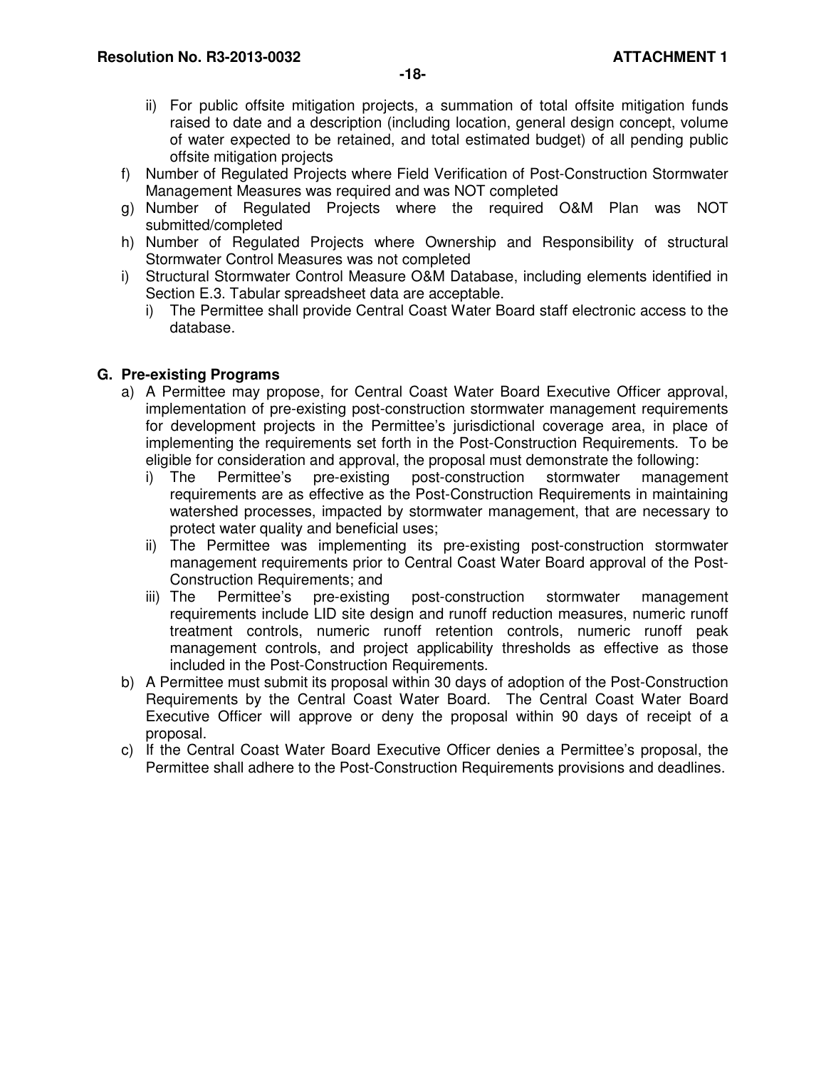ii) For public offsite mitigation projects, a summation of total offsite mitigation funds raised to date and a description (including location, general design concept, volume of water expected to be retained, and total estimated budget) of all pending public offsite mitigation projects

f) Number of Regulated Projects where Field Verification of Post-Construction Stormwater Management Measures was required and was NOT completed

g) Number of Regulated Projects where the required O&M Plan was NOT submitted/completed

h) Number of Regulated Projects where Ownership and Responsibility of structural Stormwater Control Measures was not completed

i) Structural Stormwater Control Measure O&M Database, including elements identified in Section E.3. Tabular spreadsheet data are acceptable.
   i) The Permittee shall provide Central Coast Water Board staff electronic access to the database.

## G. Pre-existing Programs

a) A Permittee may propose, for Central Coast Water Board Executive Officer approval, implementation of pre-existing post-construction stormwater management requirements for development projects in the Permittee's jurisdictional coverage area, in place of implementing the requirements set forth in the Post-Construction Requirements. To be eligible for consideration and approval, the proposal must demonstrate the following:
   i) The Permittee's pre-existing post-construction stormwater management requirements are as effective as the Post-Construction Requirements in maintaining watershed processes, impacted by stormwater management, that are necessary to protect water quality and beneficial uses;
   ii) The Permittee was implementing its pre-existing post-construction stormwater management requirements prior to Central Coast Water Board approval of the Post-Construction Requirements; and
   iii) The Permittee's pre-existing post-construction stormwater management requirements include LID site design and runoff reduction measures, numeric runoff treatment controls, numeric runoff retention controls, numeric runoff peak management controls, and project applicability thresholds as effective as those included in the Post-Construction Requirements.

b) A Permittee must submit its proposal within 30 days of adoption of the Post-Construction Requirements by the Central Coast Water Board. The Central Coast Water Board Executive Officer will approve or deny the proposal within 90 days of receipt of a proposal.

c) If the Central Coast Water Board Executive Officer denies a Permittee's proposal, the Permittee shall adhere to the Post-Construction Requirements provisions and deadlines.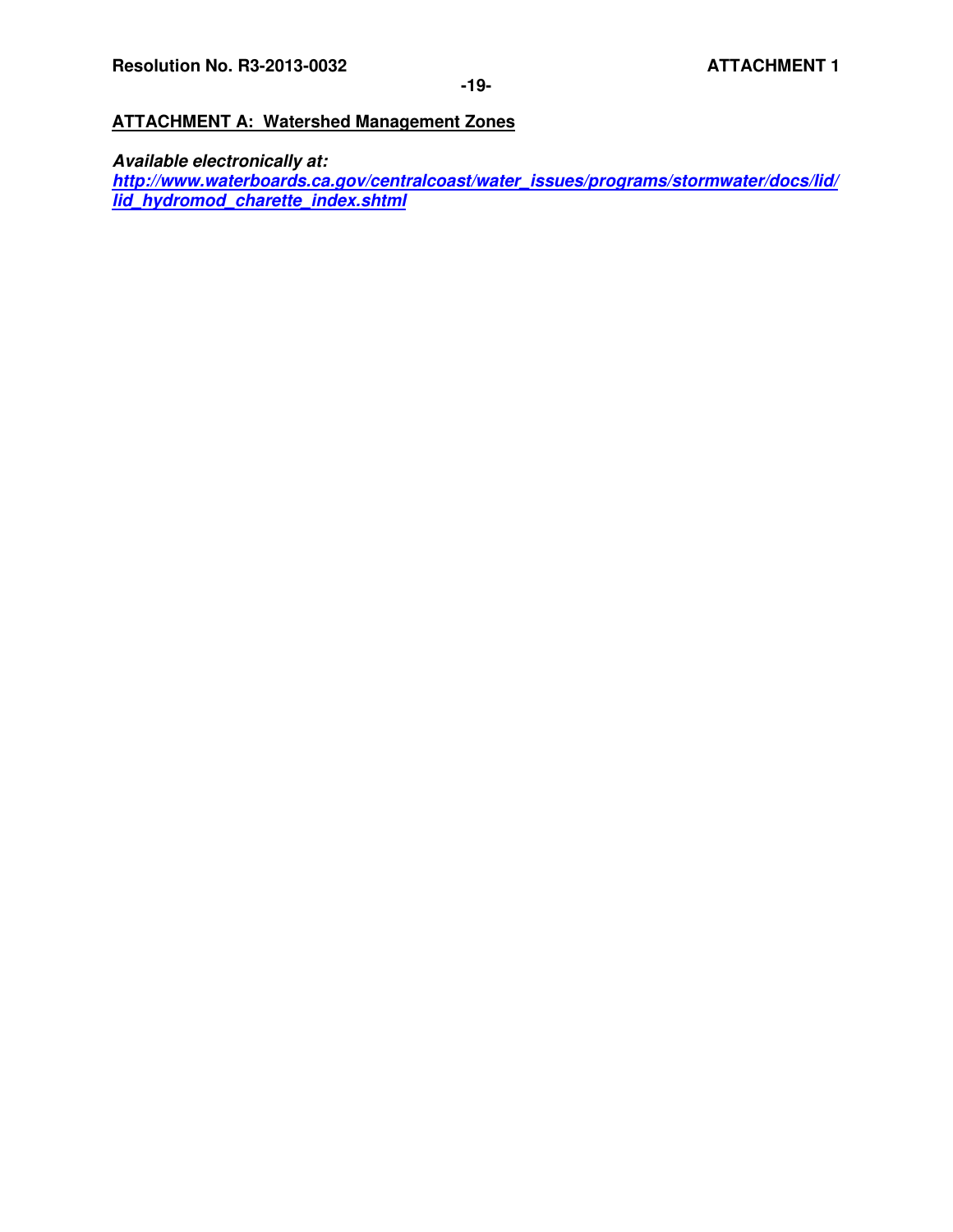## ATTACHMENT A: Watershed Management Zones

***Available electronically at:***
***http://www.waterboards.ca.gov/centralcoast/water_issues/programs/stormwater/docs/lid/lid_hydromod_charette_index.shtml***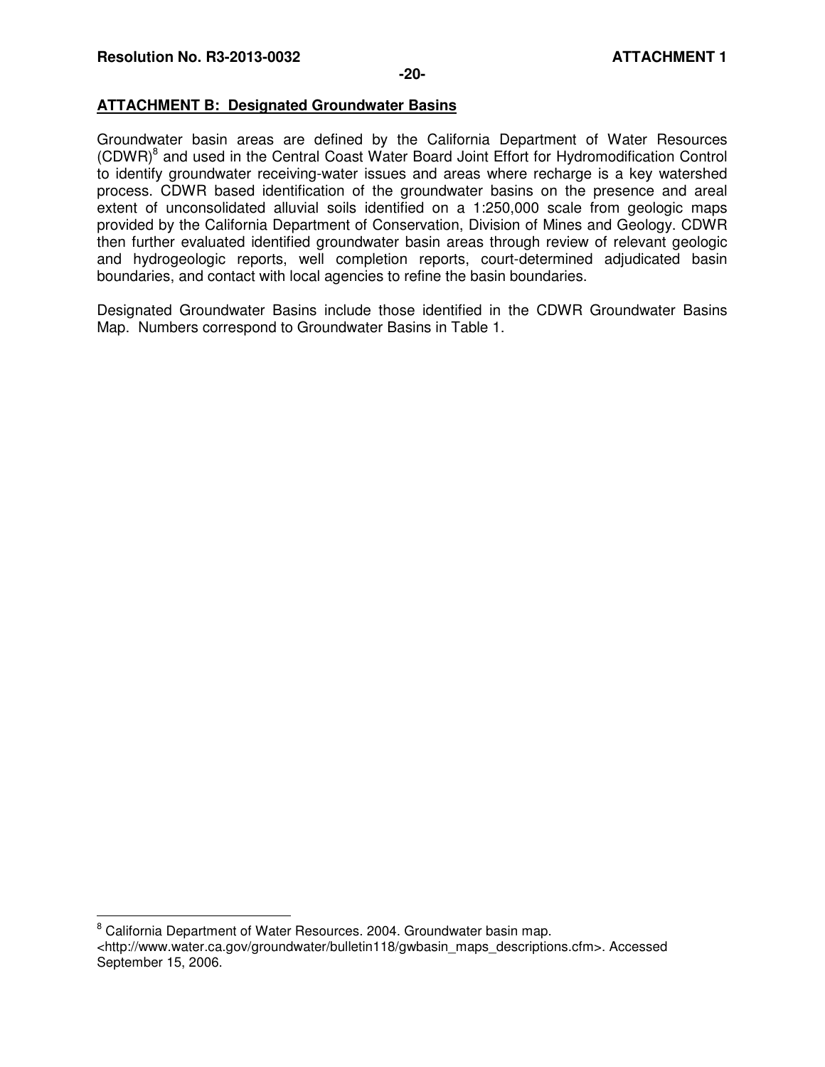**ATTACHMENT B: Designated Groundwater Basins**

Groundwater basin areas are defined by the California Department of Water Resources (CDWR)[8] and used in the Central Coast Water Board Joint Effort for Hydromodification Control to identify groundwater receiving-water issues and areas where recharge is a key watershed process. CDWR based identification of the groundwater basins on the presence and areal extent of unconsolidated alluvial soils identified on a 1:250,000 scale from geologic maps provided by the California Department of Conservation, Division of Mines and Geology. CDWR then further evaluated identified groundwater basin areas through review of relevant geologic and hydrogeologic reports, well completion reports, court-determined adjudicated basin boundaries, and contact with local agencies to refine the basin boundaries.

Designated Groundwater Basins include those identified in the CDWR Groundwater Basins Map. Numbers correspond to Groundwater Basins in Table 1.

---

[8] California Department of Water Resources. 2004. Groundwater basin map. <http://www.water.ca.gov/groundwater/bulletin118/gwbasin_maps_descriptions.cfm>. Accessed September 15, 2006.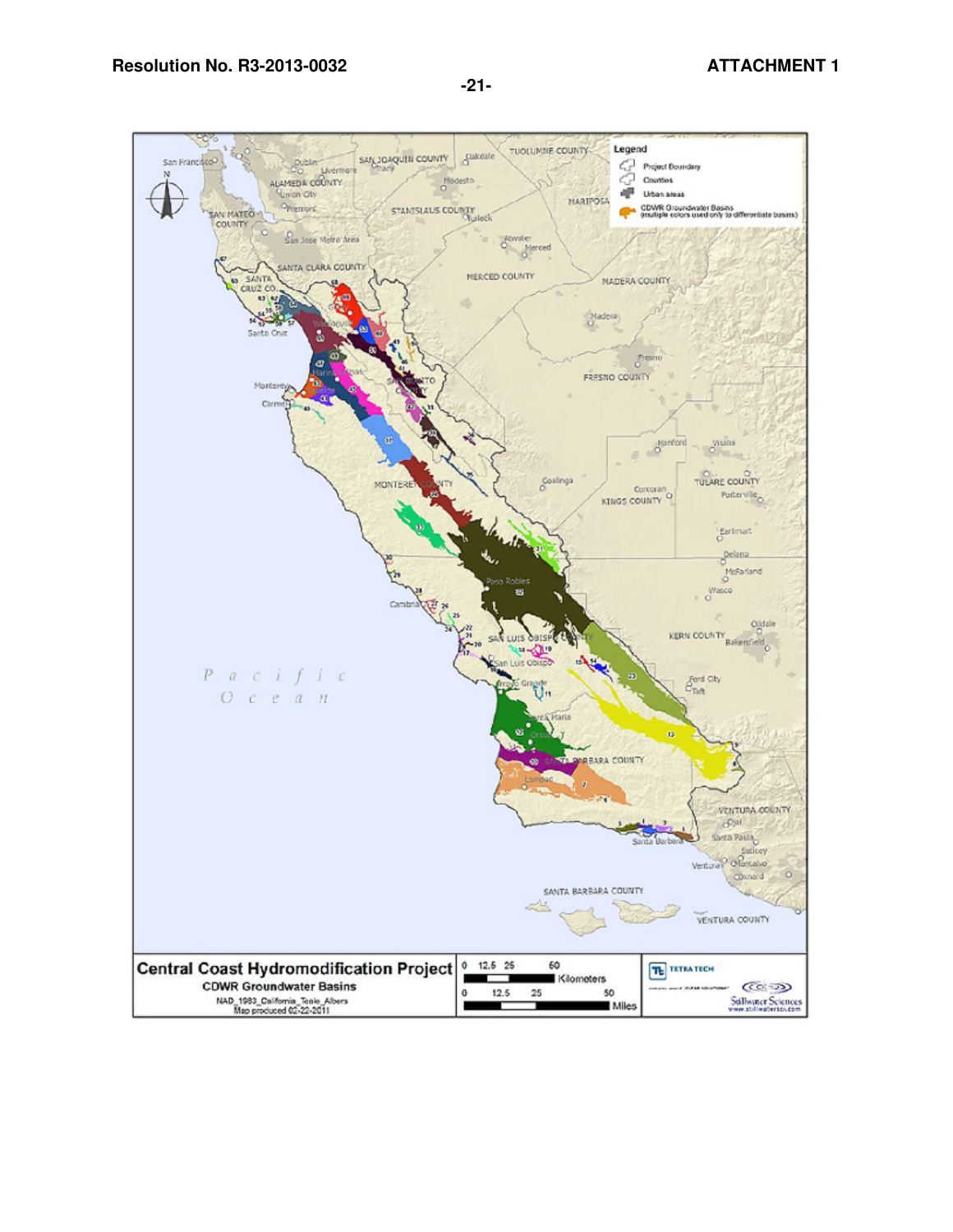**Central Coast Hydromodification Project**

**CDWR Groundwater Basins**

NAD_1983_California_Teale_Albers
Map produced 02-22-2011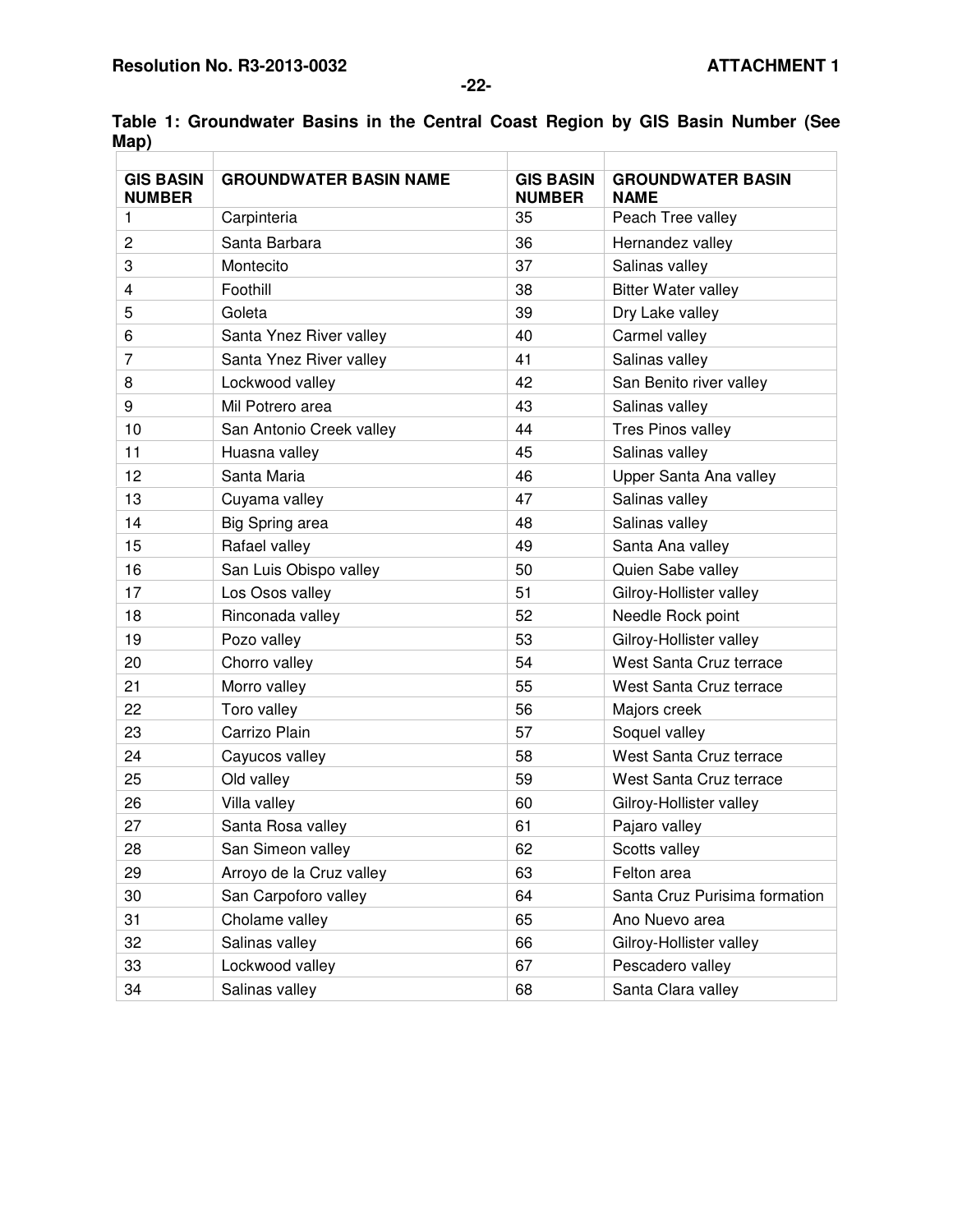**Table 1: Groundwater Basins in the Central Coast Region by GIS Basin Number (See Map)**

| GIS BASIN NUMBER | GROUNDWATER BASIN NAME | GIS BASIN NUMBER | GROUNDWATER BASIN NAME |
|---|---|---|---|
| 1 | Carpinteria | 35 | Peach Tree valley |
| 2 | Santa Barbara | 36 | Hernandez valley |
| 3 | Montecito | 37 | Salinas valley |
| 4 | Foothill | 38 | Bitter Water valley |
| 5 | Goleta | 39 | Dry Lake valley |
| 6 | Santa Ynez River valley | 40 | Carmel valley |
| 7 | Santa Ynez River valley | 41 | Salinas valley |
| 8 | Lockwood valley | 42 | San Benito river valley |
| 9 | Mil Potrero area | 43 | Salinas valley |
| 10 | San Antonio Creek valley | 44 | Tres Pinos valley |
| 11 | Huasna valley | 45 | Salinas valley |
| 12 | Santa Maria | 46 | Upper Santa Ana valley |
| 13 | Cuyama valley | 47 | Salinas valley |
| 14 | Big Spring area | 48 | Salinas valley |
| 15 | Rafael valley | 49 | Santa Ana valley |
| 16 | San Luis Obispo valley | 50 | Quien Sabe valley |
| 17 | Los Osos valley | 51 | Gilroy-Hollister valley |
| 18 | Rinconada valley | 52 | Needle Rock point |
| 19 | Pozo valley | 53 | Gilroy-Hollister valley |
| 20 | Chorro valley | 54 | West Santa Cruz terrace |
| 21 | Morro valley | 55 | West Santa Cruz terrace |
| 22 | Toro valley | 56 | Majors creek |
| 23 | Carrizo Plain | 57 | Soquel valley |
| 24 | Cayucos valley | 58 | West Santa Cruz terrace |
| 25 | Old valley | 59 | West Santa Cruz terrace |
| 26 | Villa valley | 60 | Gilroy-Hollister valley |
| 27 | Santa Rosa valley | 61 | Pajaro valley |
| 28 | San Simeon valley | 62 | Scotts valley |
| 29 | Arroyo de la Cruz valley | 63 | Felton area |
| 30 | San Carpoforo valley | 64 | Santa Cruz Purisima formation |
| 31 | Cholame valley | 65 | Ano Nuevo area |
| 32 | Salinas valley | 66 | Gilroy-Hollister valley |
| 33 | Lockwood valley | 67 | Pescadero valley |
| 34 | Salinas valley | 68 | Santa Clara valley |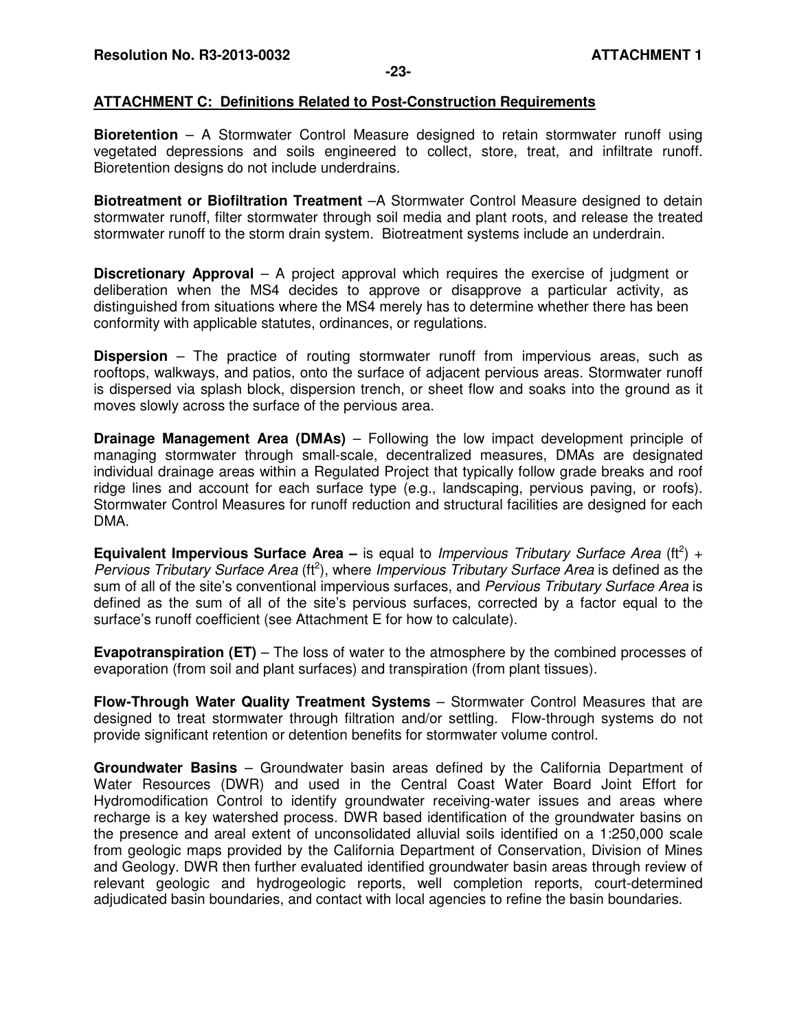## ATTACHMENT C: Definitions Related to Post-Construction Requirements

**Bioretention** – A Stormwater Control Measure designed to retain stormwater runoff using vegetated depressions and soils engineered to collect, store, treat, and infiltrate runoff. Bioretention designs do not include underdrains.

**Biotreatment or Biofiltration Treatment** –A Stormwater Control Measure designed to detain stormwater runoff, filter stormwater through soil media and plant roots, and release the treated stormwater runoff to the storm drain system. Biotreatment systems include an underdrain.

**Discretionary Approval** – A project approval which requires the exercise of judgment or deliberation when the MS4 decides to approve or disapprove a particular activity, as distinguished from situations where the MS4 merely has to determine whether there has been conformity with applicable statutes, ordinances, or regulations.

**Dispersion** – The practice of routing stormwater runoff from impervious areas, such as rooftops, walkways, and patios, onto the surface of adjacent pervious areas. Stormwater runoff is dispersed via splash block, dispersion trench, or sheet flow and soaks into the ground as it moves slowly across the surface of the pervious area.

**Drainage Management Area (DMAs)** – Following the low impact development principle of managing stormwater through small-scale, decentralized measures, DMAs are designated individual drainage areas within a Regulated Project that typically follow grade breaks and roof ridge lines and account for each surface type (e.g., landscaping, pervious paving, or roofs). Stormwater Control Measures for runoff reduction and structural facilities are designed for each DMA.

**Equivalent Impervious Surface Area –** is equal to *Impervious Tributary Surface Area* ($ft^2$) + *Pervious Tributary Surface Area* ($ft^2$), where *Impervious Tributary Surface Area* is defined as the sum of all of the site's conventional impervious surfaces, and *Pervious Tributary Surface Area* is defined as the sum of all of the site's pervious surfaces, corrected by a factor equal to the surface's runoff coefficient (see Attachment E for how to calculate).

**Evapotranspiration (ET)** – The loss of water to the atmosphere by the combined processes of evaporation (from soil and plant surfaces) and transpiration (from plant tissues).

**Flow-Through Water Quality Treatment Systems** – Stormwater Control Measures that are designed to treat stormwater through filtration and/or settling. Flow-through systems do not provide significant retention or detention benefits for stormwater volume control.

**Groundwater Basins** – Groundwater basin areas defined by the California Department of Water Resources (DWR) and used in the Central Coast Water Board Joint Effort for Hydromodification Control to identify groundwater receiving-water issues and areas where recharge is a key watershed process. DWR based identification of the groundwater basins on the presence and areal extent of unconsolidated alluvial soils identified on a 1:250,000 scale from geologic maps provided by the California Department of Conservation, Division of Mines and Geology. DWR then further evaluated identified groundwater basin areas through review of relevant geologic and hydrogeologic reports, well completion reports, court-determined adjudicated basin boundaries, and contact with local agencies to refine the basin boundaries.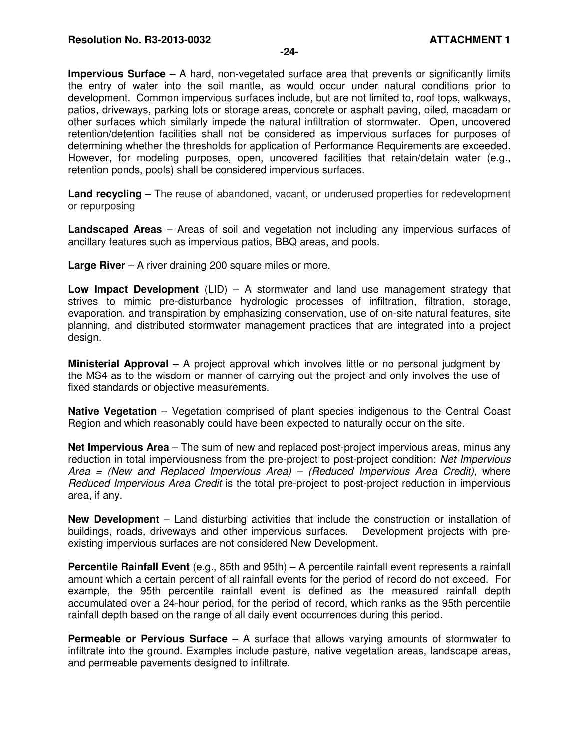**Impervious Surface** – A hard, non-vegetated surface area that prevents or significantly limits the entry of water into the soil mantle, as would occur under natural conditions prior to development. Common impervious surfaces include, but are not limited to, roof tops, walkways, patios, driveways, parking lots or storage areas, concrete or asphalt paving, oiled, macadam or other surfaces which similarly impede the natural infiltration of stormwater. Open, uncovered retention/detention facilities shall not be considered as impervious surfaces for purposes of determining whether the thresholds for application of Performance Requirements are exceeded. However, for modeling purposes, open, uncovered facilities that retain/detain water (e.g., retention ponds, pools) shall be considered impervious surfaces.

**Land recycling** – The reuse of abandoned, vacant, or underused properties for redevelopment or repurposing

**Landscaped Areas** – Areas of soil and vegetation not including any impervious surfaces of ancillary features such as impervious patios, BBQ areas, and pools.

**Large River** – A river draining 200 square miles or more.

**Low Impact Development** (LID) – A stormwater and land use management strategy that strives to mimic pre-disturbance hydrologic processes of infiltration, filtration, storage, evaporation, and transpiration by emphasizing conservation, use of on-site natural features, site planning, and distributed stormwater management practices that are integrated into a project design.

**Ministerial Approval** – A project approval which involves little or no personal judgment by the MS4 as to the wisdom or manner of carrying out the project and only involves the use of fixed standards or objective measurements.

**Native Vegetation** – Vegetation comprised of plant species indigenous to the Central Coast Region and which reasonably could have been expected to naturally occur on the site.

**Net Impervious Area** – The sum of new and replaced post-project impervious areas, minus any reduction in total imperviousness from the pre-project to post-project condition: *Net Impervious Area = (New and Replaced Impervious Area) – (Reduced Impervious Area Credit),* where *Reduced Impervious Area Credit* is the total pre-project to post-project reduction in impervious area, if any.

**New Development** – Land disturbing activities that include the construction or installation of buildings, roads, driveways and other impervious surfaces. Development projects with pre-existing impervious surfaces are not considered New Development.

**Percentile Rainfall Event** (e.g., 85th and 95th) – A percentile rainfall event represents a rainfall amount which a certain percent of all rainfall events for the period of record do not exceed. For example, the 95th percentile rainfall event is defined as the measured rainfall depth accumulated over a 24-hour period, for the period of record, which ranks as the 95th percentile rainfall depth based on the range of all daily event occurrences during this period.

**Permeable or Pervious Surface** – A surface that allows varying amounts of stormwater to infiltrate into the ground. Examples include pasture, native vegetation areas, landscape areas, and permeable pavements designed to infiltrate.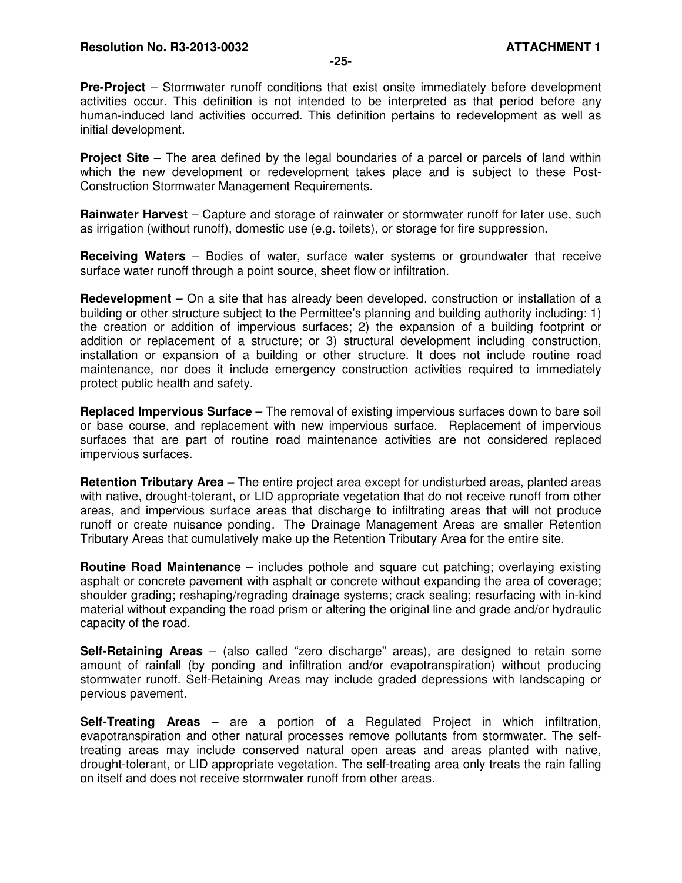**Pre-Project** – Stormwater runoff conditions that exist onsite immediately before development activities occur. This definition is not intended to be interpreted as that period before any human-induced land activities occurred. This definition pertains to redevelopment as well as initial development.

**Project Site** – The area defined by the legal boundaries of a parcel or parcels of land within which the new development or redevelopment takes place and is subject to these Post-Construction Stormwater Management Requirements.

**Rainwater Harvest** – Capture and storage of rainwater or stormwater runoff for later use, such as irrigation (without runoff), domestic use (e.g. toilets), or storage for fire suppression.

**Receiving Waters** – Bodies of water, surface water systems or groundwater that receive surface water runoff through a point source, sheet flow or infiltration.

**Redevelopment** – On a site that has already been developed, construction or installation of a building or other structure subject to the Permittee's planning and building authority including: 1) the creation or addition of impervious surfaces; 2) the expansion of a building footprint or addition or replacement of a structure; or 3) structural development including construction, installation or expansion of a building or other structure. It does not include routine road maintenance, nor does it include emergency construction activities required to immediately protect public health and safety.

**Replaced Impervious Surface** – The removal of existing impervious surfaces down to bare soil or base course, and replacement with new impervious surface. Replacement of impervious surfaces that are part of routine road maintenance activities are not considered replaced impervious surfaces.

**Retention Tributary Area –** The entire project area except for undisturbed areas, planted areas with native, drought-tolerant, or LID appropriate vegetation that do not receive runoff from other areas, and impervious surface areas that discharge to infiltrating areas that will not produce runoff or create nuisance ponding. The Drainage Management Areas are smaller Retention Tributary Areas that cumulatively make up the Retention Tributary Area for the entire site.

**Routine Road Maintenance** – includes pothole and square cut patching; overlaying existing asphalt or concrete pavement with asphalt or concrete without expanding the area of coverage; shoulder grading; reshaping/regrading drainage systems; crack sealing; resurfacing with in-kind material without expanding the road prism or altering the original line and grade and/or hydraulic capacity of the road.

**Self-Retaining Areas** – (also called "zero discharge" areas), are designed to retain some amount of rainfall (by ponding and infiltration and/or evapotranspiration) without producing stormwater runoff. Self-Retaining Areas may include graded depressions with landscaping or pervious pavement.

**Self-Treating Areas** – are a portion of a Regulated Project in which infiltration, evapotranspiration and other natural processes remove pollutants from stormwater. The self-treating areas may include conserved natural open areas and areas planted with native, drought-tolerant, or LID appropriate vegetation. The self-treating area only treats the rain falling on itself and does not receive stormwater runoff from other areas.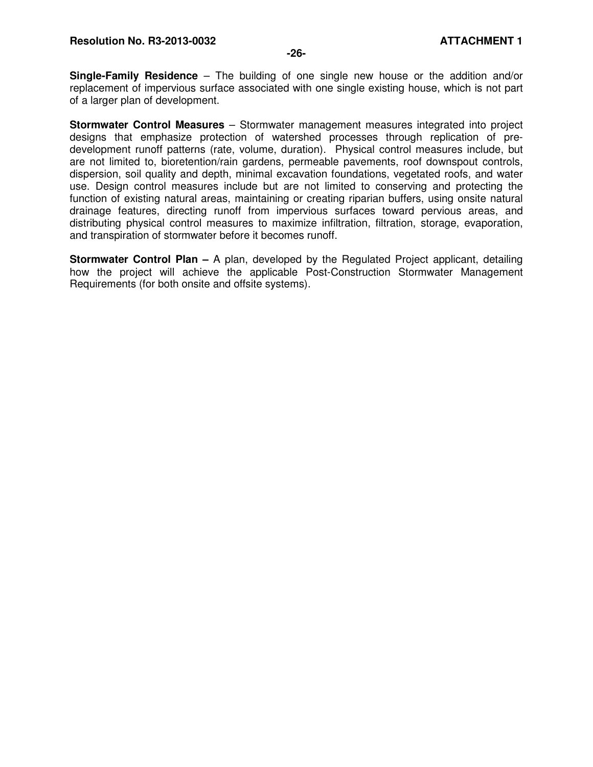**Single-Family Residence** – The building of one single new house or the addition and/or replacement of impervious surface associated with one single existing house, which is not part of a larger plan of development.

**Stormwater Control Measures** – Stormwater management measures integrated into project designs that emphasize protection of watershed processes through replication of pre-development runoff patterns (rate, volume, duration). Physical control measures include, but are not limited to, bioretention/rain gardens, permeable pavements, roof downspout controls, dispersion, soil quality and depth, minimal excavation foundations, vegetated roofs, and water use. Design control measures include but are not limited to conserving and protecting the function of existing natural areas, maintaining or creating riparian buffers, using onsite natural drainage features, directing runoff from impervious surfaces toward pervious areas, and distributing physical control measures to maximize infiltration, filtration, storage, evaporation, and transpiration of stormwater before it becomes runoff.

**Stormwater Control Plan –** A plan, developed by the Regulated Project applicant, detailing how the project will achieve the applicable Post-Construction Stormwater Management Requirements (for both onsite and offsite systems).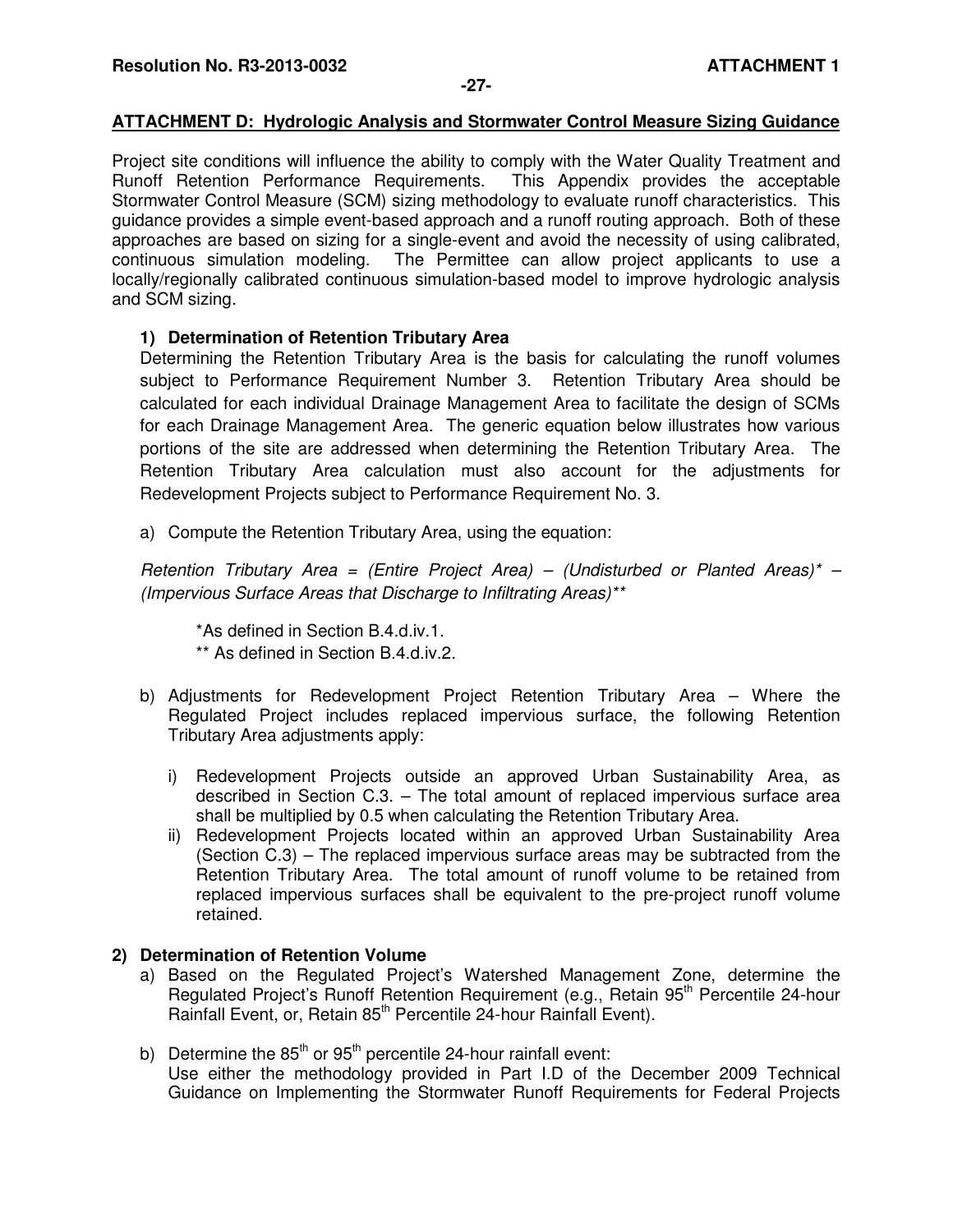## ATTACHMENT D: Hydrologic Analysis and Stormwater Control Measure Sizing Guidance

Project site conditions will influence the ability to comply with the Water Quality Treatment and Runoff Retention Performance Requirements. This Appendix provides the acceptable Stormwater Control Measure (SCM) sizing methodology to evaluate runoff characteristics. This guidance provides a simple event-based approach and a runoff routing approach. Both of these approaches are based on sizing for a single-event and avoid the necessity of using calibrated, continuous simulation modeling. The Permittee can allow project applicants to use a locally/regionally calibrated continuous simulation-based model to improve hydrologic analysis and SCM sizing.

### 1) Determination of Retention Tributary Area

Determining the Retention Tributary Area is the basis for calculating the runoff volumes subject to Performance Requirement Number 3. Retention Tributary Area should be calculated for each individual Drainage Management Area to facilitate the design of SCMs for each Drainage Management Area. The generic equation below illustrates how various portions of the site are addressed when determining the Retention Tributary Area. The Retention Tributary Area calculation must also account for the adjustments for Redevelopment Projects subject to Performance Requirement No. 3.

a) Compute the Retention Tributary Area, using the equation:

*Retention Tributary Area = (Entire Project Area) – (Undisturbed or Planted Areas)* – (Impervious Surface Areas that Discharge to Infiltrating Areas)***

> *As defined in Section B.4.d.iv.1.
> ** As defined in Section B.4.d.iv.2.

b) Adjustments for Redevelopment Project Retention Tributary Area – Where the Regulated Project includes replaced impervious surface, the following Retention Tributary Area adjustments apply:

   i) Redevelopment Projects outside an approved Urban Sustainability Area, as described in Section C.3. – The total amount of replaced impervious surface area shall be multiplied by 0.5 when calculating the Retention Tributary Area.
   
   ii) Redevelopment Projects located within an approved Urban Sustainability Area (Section C.3) – The replaced impervious surface areas may be subtracted from the Retention Tributary Area. The total amount of runoff volume to be retained from replaced impervious surfaces shall be equivalent to the pre-project runoff volume retained.

### 2) Determination of Retention Volume

a) Based on the Regulated Project's Watershed Management Zone, determine the Regulated Project's Runoff Retention Requirement (e.g., Retain 95th Percentile 24-hour Rainfall Event, or, Retain 85th Percentile 24-hour Rainfall Event).

b) Determine the 85th or 95th percentile 24-hour rainfall event:
Use either the methodology provided in Part I.D of the December 2009 Technical Guidance on Implementing the Stormwater Runoff Requirements for Federal Projects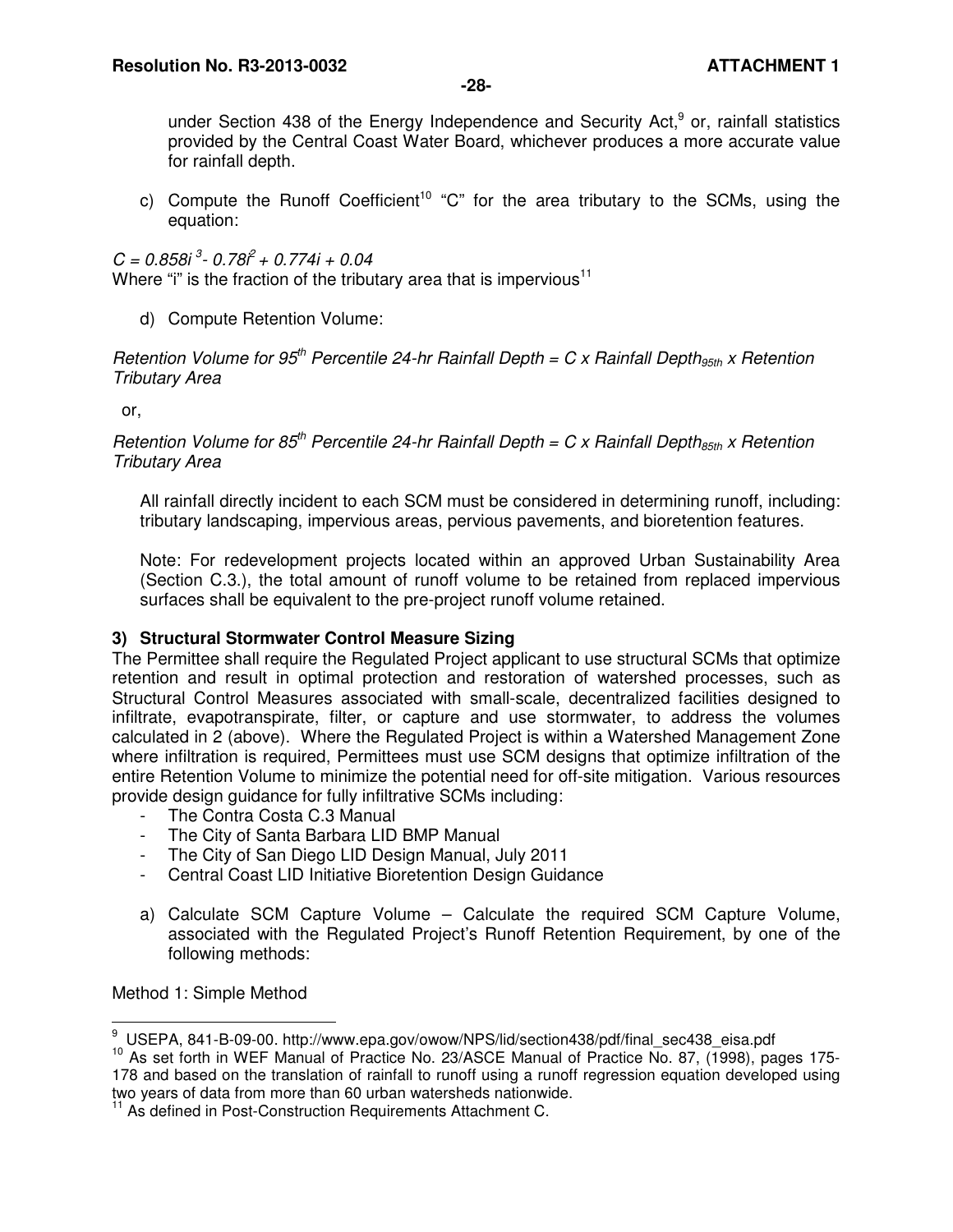under Section 438 of the Energy Independence and Security Act,[9] or, rainfall statistics provided by the Central Coast Water Board, whichever produces a more accurate value for rainfall depth.

c) Compute the Runoff Coefficient[10] "C" for the area tributary to the SCMs, using the equation:

$C = 0.858i^3 - 0.78i^2 + 0.774i + 0.04$

Where "i" is the fraction of the tributary area that is impervious[11]

d) Compute Retention Volume:

*Retention Volume for 95$^{th}$ Percentile 24-hr Rainfall Depth = C x Rainfall Depth$_{95th}$ x Retention Tributary Area*

or,

*Retention Volume for 85$^{th}$ Percentile 24-hr Rainfall Depth = C x Rainfall Depth$_{85th}$ x Retention Tributary Area*

All rainfall directly incident to each SCM must be considered in determining runoff, including: tributary landscaping, impervious areas, pervious pavements, and bioretention features.

Note: For redevelopment projects located within an approved Urban Sustainability Area (Section C.3.), the total amount of runoff volume to be retained from replaced impervious surfaces shall be equivalent to the pre-project runoff volume retained.

### 3) Structural Stormwater Control Measure Sizing

The Permittee shall require the Regulated Project applicant to use structural SCMs that optimize retention and result in optimal protection and restoration of watershed processes, such as Structural Control Measures associated with small-scale, decentralized facilities designed to infiltrate, evapotranspirate, filter, or capture and use stormwater, to address the volumes calculated in 2 (above). Where the Regulated Project is within a Watershed Management Zone where infiltration is required, Permittees must use SCM designs that optimize infiltration of the entire Retention Volume to minimize the potential need for off-site mitigation. Various resources provide design guidance for fully infiltrative SCMs including:

- The Contra Costa C.3 Manual
- The City of Santa Barbara LID BMP Manual
- The City of San Diego LID Design Manual, July 2011
- Central Coast LID Initiative Bioretention Design Guidance

a) Calculate SCM Capture Volume – Calculate the required SCM Capture Volume, associated with the Regulated Project's Runoff Retention Requirement, by one of the following methods:

Method 1: Simple Method

---

[9] USEPA, 841-B-09-00. http://www.epa.gov/owow/NPS/lid/section438/pdf/final_sec438_eisa.pdf

[10] As set forth in WEF Manual of Practice No. 23/ASCE Manual of Practice No. 87, (1998), pages 175-178 and based on the translation of rainfall to runoff using a runoff regression equation developed using two years of data from more than 60 urban watersheds nationwide.

[11] As defined in Post-Construction Requirements Attachment C.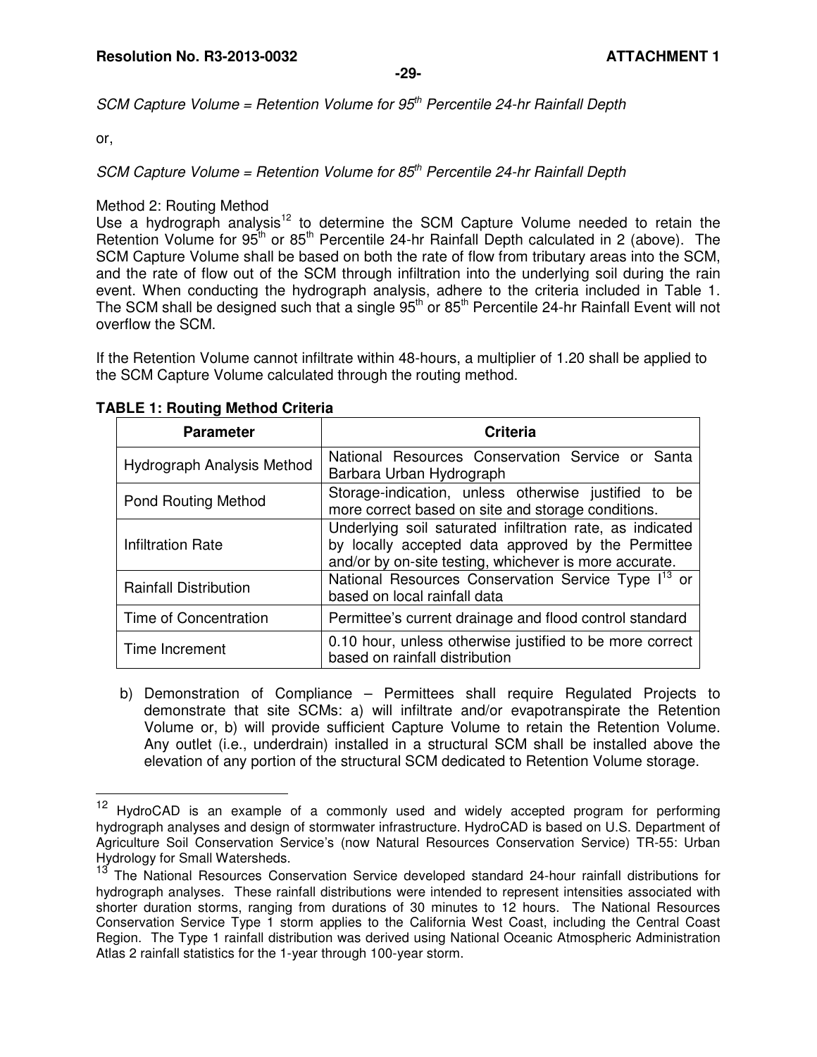*SCM Capture Volume = Retention Volume for 95th Percentile 24-hr Rainfall Depth*

or,

*SCM Capture Volume = Retention Volume for 85th Percentile 24-hr Rainfall Depth*

Method 2: Routing Method

Use a hydrograph analysis[12] to determine the SCM Capture Volume needed to retain the Retention Volume for 95th or 85th Percentile 24-hr Rainfall Depth calculated in 2 (above). The SCM Capture Volume shall be based on both the rate of flow from tributary areas into the SCM, and the rate of flow out of the SCM through infiltration into the underlying soil during the rain event. When conducting the hydrograph analysis, adhere to the criteria included in Table 1. The SCM shall be designed such that a single 95th or 85th Percentile 24-hr Rainfall Event will not overflow the SCM.

If the Retention Volume cannot infiltrate within 48-hours, a multiplier of 1.20 shall be applied to the SCM Capture Volume calculated through the routing method.

**TABLE 1: Routing Method Criteria**

| Parameter | Criteria |
|---|---|
| Hydrograph Analysis Method | National Resources Conservation Service or Santa Barbara Urban Hydrograph |
| Pond Routing Method | Storage-indication, unless otherwise justified to be more correct based on site and storage conditions. |
| Infiltration Rate | Underlying soil saturated infiltration rate, as indicated by locally accepted data approved by the Permittee and/or by on-site testing, whichever is more accurate. |
| Rainfall Distribution | National Resources Conservation Service Type I[13] or based on local rainfall data |
| Time of Concentration | Permittee's current drainage and flood control standard |
| Time Increment | 0.10 hour, unless otherwise justified to be more correct based on rainfall distribution |

b) Demonstration of Compliance – Permittees shall require Regulated Projects to demonstrate that site SCMs: a) will infiltrate and/or evapotranspirate the Retention Volume or, b) will provide sufficient Capture Volume to retain the Retention Volume. Any outlet (i.e., underdrain) installed in a structural SCM shall be installed above the elevation of any portion of the structural SCM dedicated to Retention Volume storage.

---

[12] HydroCAD is an example of a commonly used and widely accepted program for performing hydrograph analyses and design of stormwater infrastructure. HydroCAD is based on U.S. Department of Agriculture Soil Conservation Service's (now Natural Resources Conservation Service) TR-55: Urban Hydrology for Small Watersheds.

[13] The National Resources Conservation Service developed standard 24-hour rainfall distributions for hydrograph analyses. These rainfall distributions were intended to represent intensities associated with shorter duration storms, ranging from durations of 30 minutes to 12 hours. The National Resources Conservation Service Type 1 storm applies to the California West Coast, including the Central Coast Region. The Type 1 rainfall distribution was derived using National Oceanic Atmospheric Administration Atlas 2 rainfall statistics for the 1-year through 100-year storm.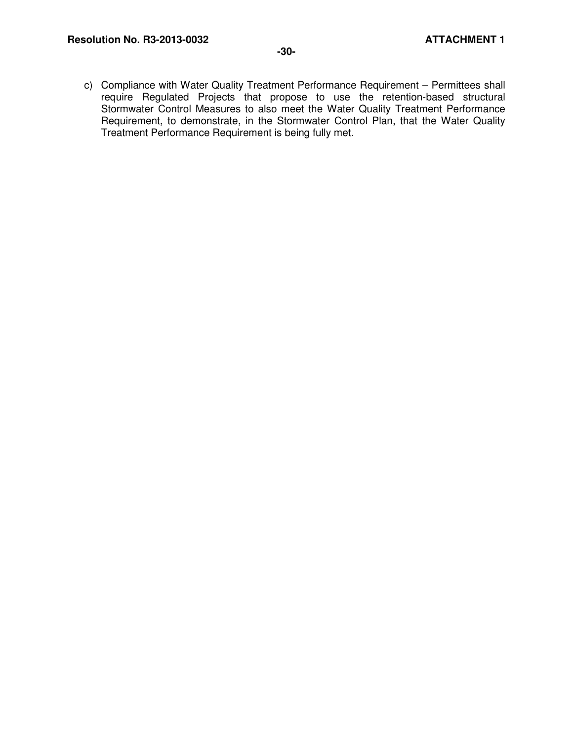c) Compliance with Water Quality Treatment Performance Requirement – Permittees shall require Regulated Projects that propose to use the retention-based structural Stormwater Control Measures to also meet the Water Quality Treatment Performance Requirement, to demonstrate, in the Stormwater Control Plan, that the Water Quality Treatment Performance Requirement is being fully met.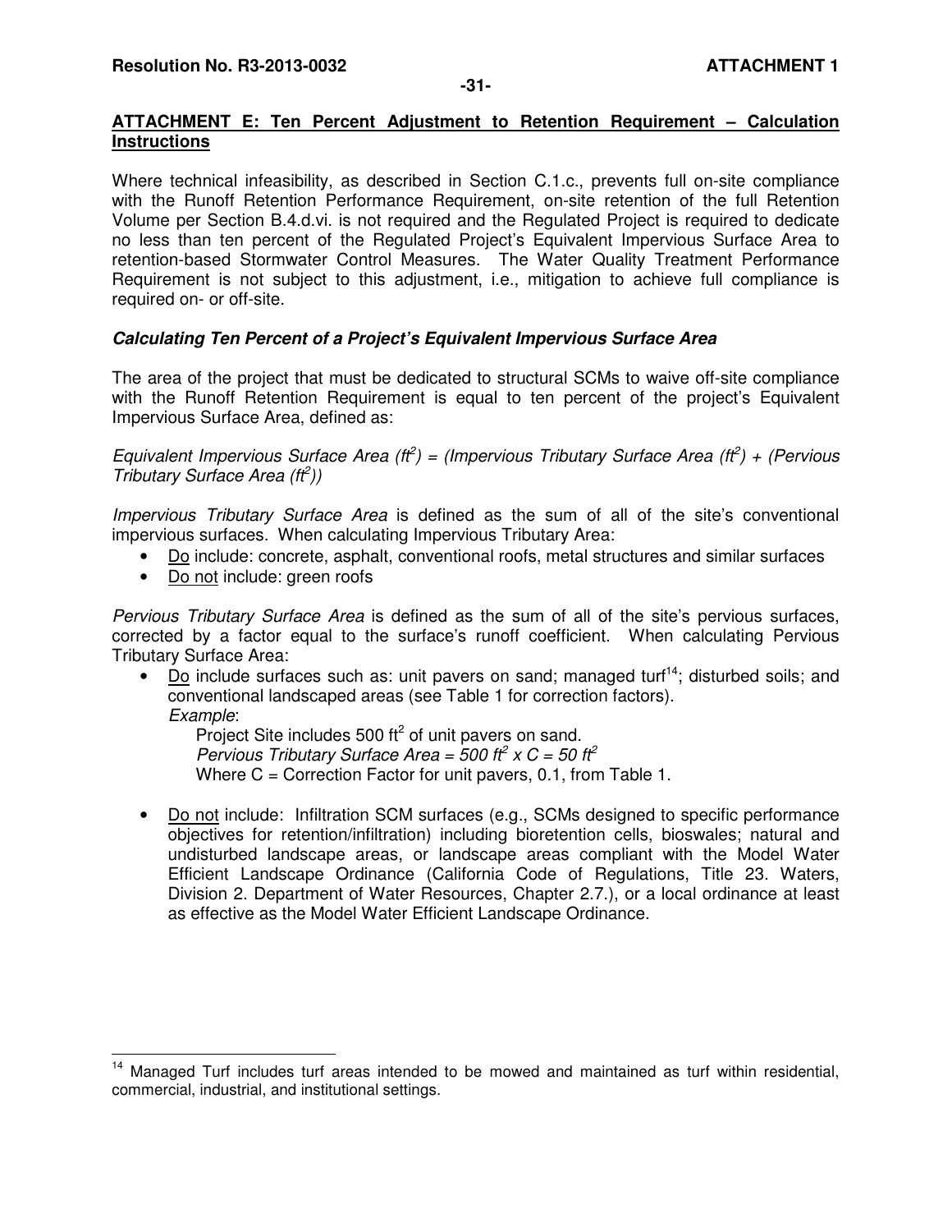## ATTACHMENT E: Ten Percent Adjustment to Retention Requirement – Calculation Instructions

Where technical infeasibility, as described in Section C.1.c., prevents full on-site compliance with the Runoff Retention Performance Requirement, on-site retention of the full Retention Volume per Section B.4.d.vi. is not required and the Regulated Project is required to dedicate no less than ten percent of the Regulated Project's Equivalent Impervious Surface Area to retention-based Stormwater Control Measures. The Water Quality Treatment Performance Requirement is not subject to this adjustment, i.e., mitigation to achieve full compliance is required on- or off-site.

### *Calculating Ten Percent of a Project's Equivalent Impervious Surface Area*

The area of the project that must be dedicated to structural SCMs to waive off-site compliance with the Runoff Retention Requirement is equal to ten percent of the project's Equivalent Impervious Surface Area, defined as:

*Equivalent Impervious Surface Area ($ft^2$) = (Impervious Tributary Surface Area ($ft^2$) + (Pervious Tributary Surface Area ($ft^2$))*

*Impervious Tributary Surface Area* is defined as the sum of all of the site's conventional impervious surfaces. When calculating Impervious Tributary Area:

- <u>Do</u> include: concrete, asphalt, conventional roofs, metal structures and similar surfaces
- <u>Do not</u> include: green roofs

*Pervious Tributary Surface Area* is defined as the sum of all of the site's pervious surfaces, corrected by a factor equal to the surface's runoff coefficient. When calculating Pervious Tributary Surface Area:

- <u>Do</u> include surfaces such as: unit pavers on sand; managed turf[14]; disturbed soils; and conventional landscaped areas (see Table 1 for correction factors).
  *Example*:
  Project Site includes 500 $ft^2$ of unit pavers on sand.
  *Pervious Tributary Surface Area = 500 $ft^2$ x C = 50 $ft^2$*
  Where C = Correction Factor for unit pavers, 0.1, from Table 1.

- <u>Do not</u> include: Infiltration SCM surfaces (e.g., SCMs designed to specific performance objectives for retention/infiltration) including bioretention cells, bioswales; natural and undisturbed landscape areas, or landscape areas compliant with the Model Water Efficient Landscape Ordinance (California Code of Regulations, Title 23. Waters, Division 2. Department of Water Resources, Chapter 2.7.), or a local ordinance at least as effective as the Model Water Efficient Landscape Ordinance.

---

[14] Managed Turf includes turf areas intended to be mowed and maintained as turf within residential, commercial, industrial, and institutional settings.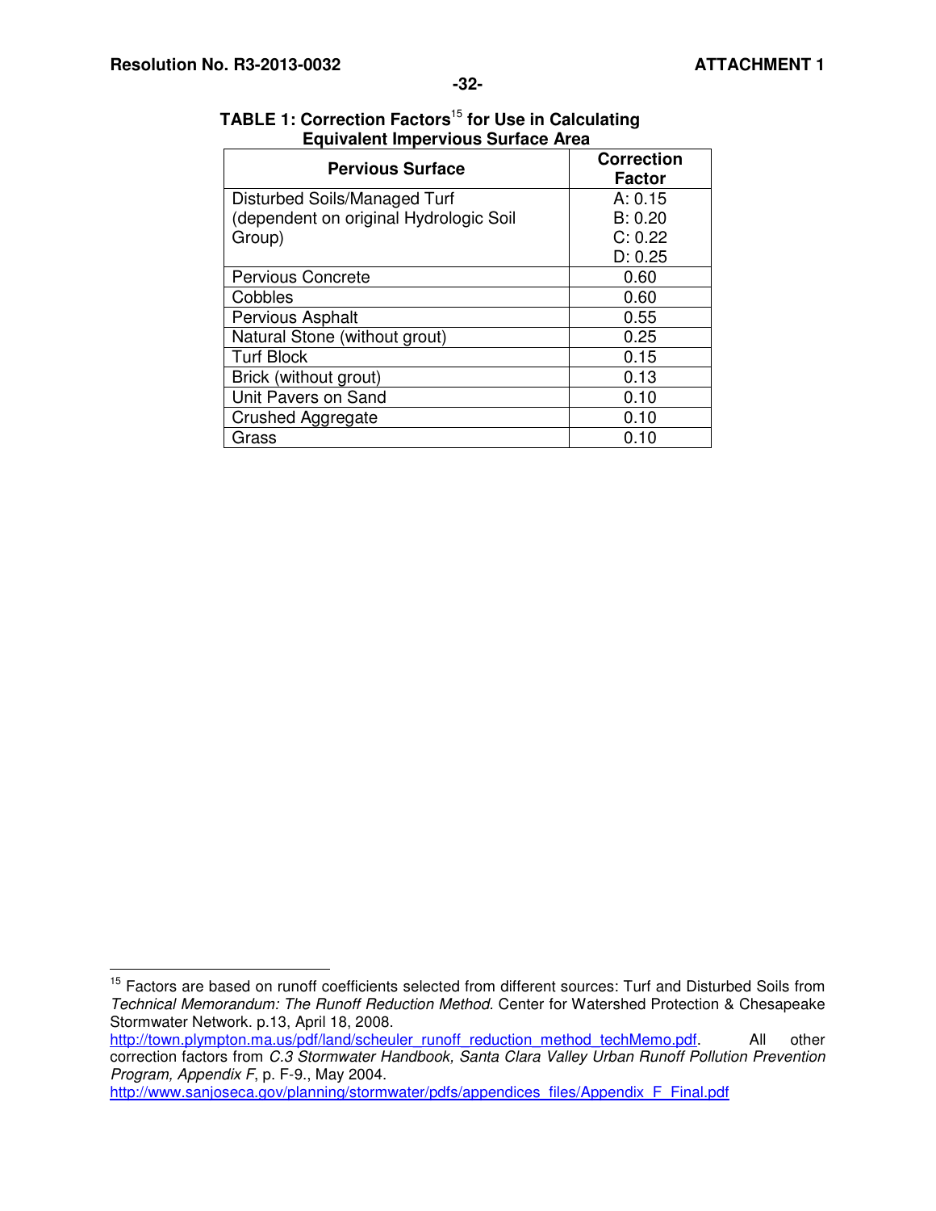**TABLE 1: Correction Factors[15] for Use in Calculating Equivalent Impervious Surface Area**

| Pervious Surface | Correction Factor |
|---|---|
| Disturbed Soils/Managed Turf (dependent on original Hydrologic Soil Group) | A: 0.15<br>B: 0.20<br>C: 0.22<br>D: 0.25 |
| Pervious Concrete | 0.60 |
| Cobbles | 0.60 |
| Pervious Asphalt | 0.55 |
| Natural Stone (without grout) | 0.25 |
| Turf Block | 0.15 |
| Brick (without grout) | 0.13 |
| Unit Pavers on Sand | 0.10 |
| Crushed Aggregate | 0.10 |
| Grass | 0.10 |

---

[15] Factors are based on runoff coefficients selected from different sources: Turf and Disturbed Soils from *Technical Memorandum: The Runoff Reduction Method.* Center for Watershed Protection & Chesapeake Stormwater Network. p.13, April 18, 2008. http://town.plympton.ma.us/pdf/land/scheuler_runoff_reduction_method_techMemo.pdf. All other correction factors from *C.3 Stormwater Handbook, Santa Clara Valley Urban Runoff Pollution Prevention Program, Appendix F*, p. F-9., May 2004. http://www.sanjoseca.gov/planning/stormwater/pdfs/appendices_files/Appendix_F_Final.pdf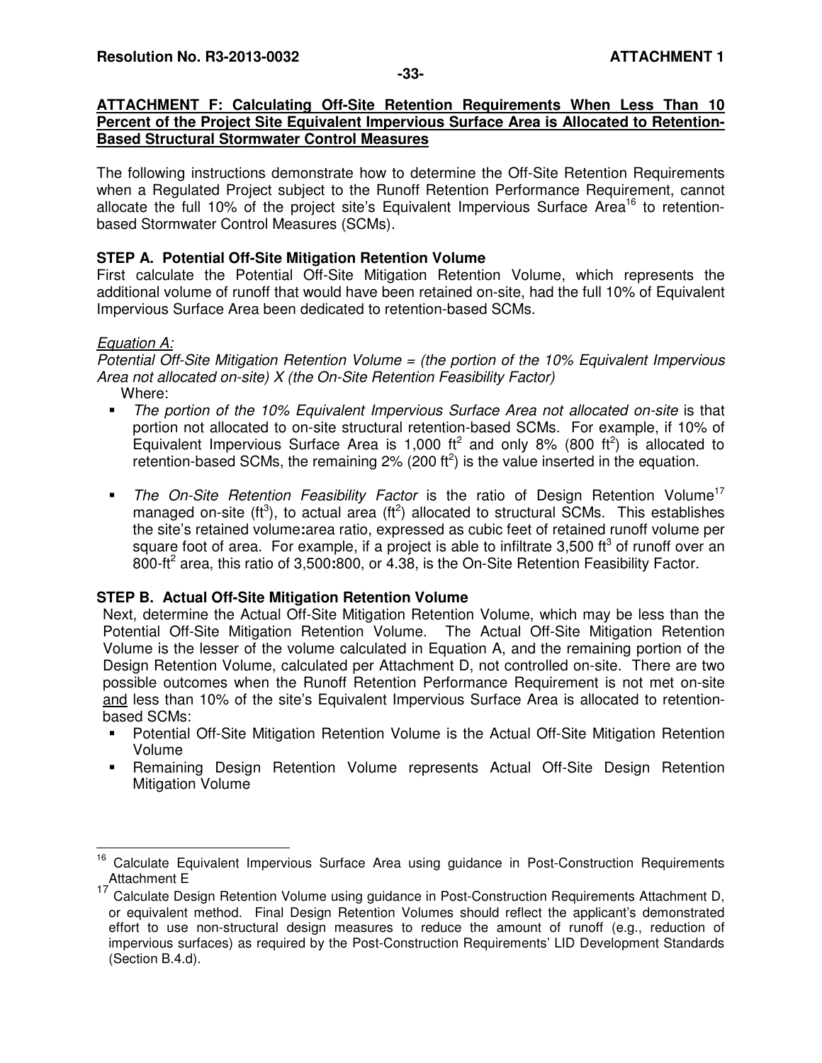**ATTACHMENT F: Calculating Off-Site Retention Requirements When Less Than 10 Percent of the Project Site Equivalent Impervious Surface Area is Allocated to Retention-Based Structural Stormwater Control Measures**

The following instructions demonstrate how to determine the Off-Site Retention Requirements when a Regulated Project subject to the Runoff Retention Performance Requirement, cannot allocate the full 10% of the project site's Equivalent Impervious Surface Area[16] to retention-based Stormwater Control Measures (SCMs).

**STEP A. Potential Off-Site Mitigation Retention Volume**

First calculate the Potential Off-Site Mitigation Retention Volume, which represents the additional volume of runoff that would have been retained on-site, had the full 10% of Equivalent Impervious Surface Area been dedicated to retention-based SCMs.

*Equation A:*

*Potential Off-Site Mitigation Retention Volume = (the portion of the 10% Equivalent Impervious Area not allocated on-site) X (the On-Site Retention Feasibility Factor)*

Where:

- *The portion of the 10% Equivalent Impervious Surface Area not allocated on-site* is that portion not allocated to on-site structural retention-based SCMs. For example, if 10% of Equivalent Impervious Surface Area is 1,000 $ft^2$ and only 8% (800 $ft^2$) is allocated to retention-based SCMs, the remaining 2% (200 $ft^2$) is the value inserted in the equation.
- *The On-Site Retention Feasibility Factor* is the ratio of Design Retention Volume[17] managed on-site ($ft^3$), to actual area ($ft^2$) allocated to structural SCMs. This establishes the site's retained volume**:**area ratio, expressed as cubic feet of retained runoff volume per square foot of area. For example, if a project is able to infiltrate 3,500 $ft^3$ of runoff over an 800-$ft^2$ area, this ratio of 3,500**:**800, or 4.38, is the On-Site Retention Feasibility Factor.

**STEP B. Actual Off-Site Mitigation Retention Volume**

Next, determine the Actual Off-Site Mitigation Retention Volume, which may be less than the Potential Off-Site Mitigation Retention Volume. The Actual Off-Site Mitigation Retention Volume is the lesser of the volume calculated in Equation A, and the remaining portion of the Design Retention Volume, calculated per Attachment D, not controlled on-site. There are two possible outcomes when the Runoff Retention Performance Requirement is not met on-site and less than 10% of the site's Equivalent Impervious Surface Area is allocated to retention-based SCMs:

- Potential Off-Site Mitigation Retention Volume is the Actual Off-Site Mitigation Retention Volume
- Remaining Design Retention Volume represents Actual Off-Site Design Retention Mitigation Volume

---

[16] Calculate Equivalent Impervious Surface Area using guidance in Post-Construction Requirements Attachment E

[17] Calculate Design Retention Volume using guidance in Post-Construction Requirements Attachment D, or equivalent method. Final Design Retention Volumes should reflect the applicant's demonstrated effort to use non-structural design measures to reduce the amount of runoff (e.g., reduction of impervious surfaces) as required by the Post-Construction Requirements' LID Development Standards (Section B.4.d).